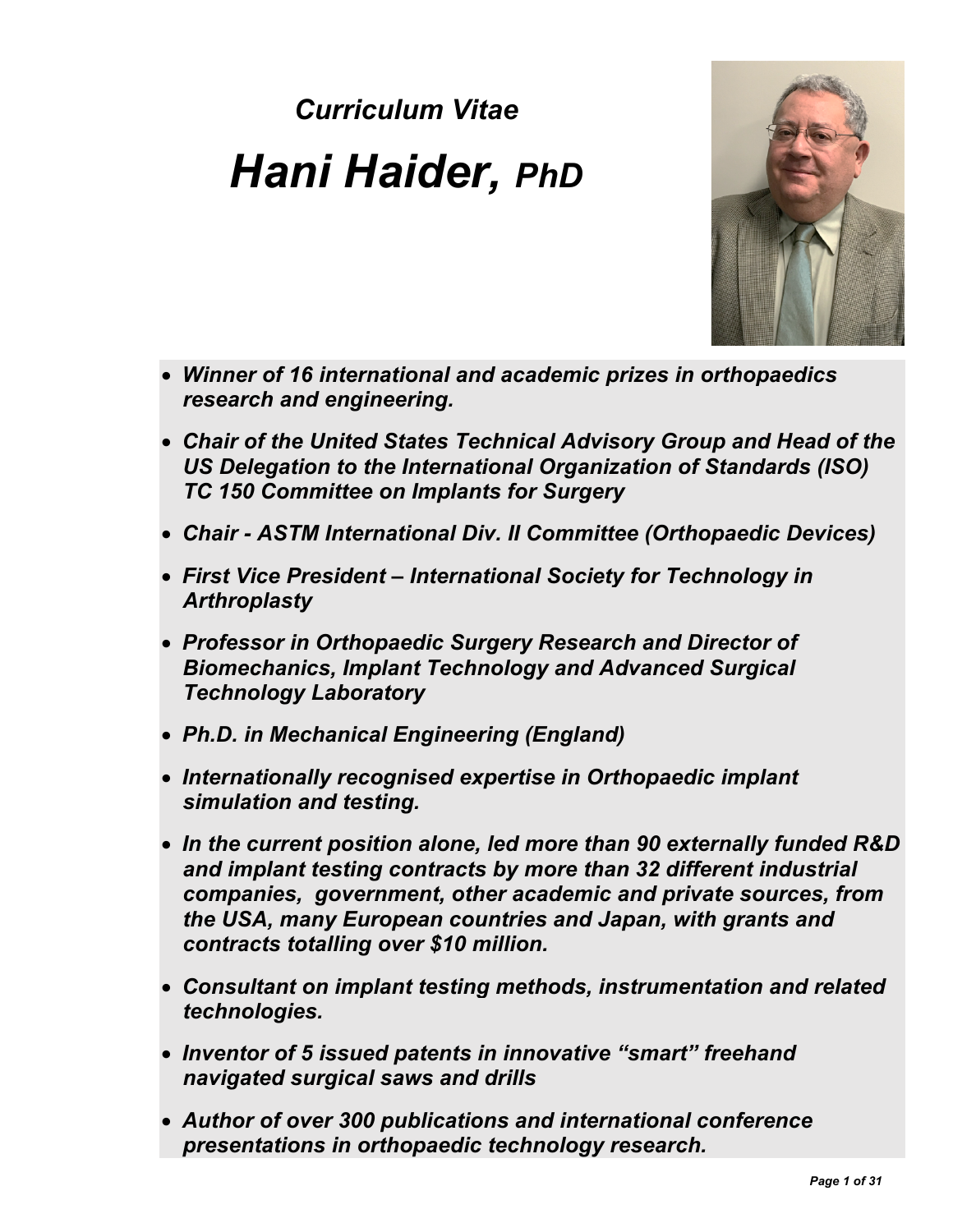*Curriculum Vitae*

# *Hani Haider, PhD*

- ***Winner of 16 international and academic prizes in orthopaedics research and engineering.***
- ***Chair of the United States Technical Advisory Group and Head of the US Delegation to the International Organization of Standards (ISO) TC 150 Committee on Implants for Surgery***
- ***Chair - ASTM International Div. II Committee (Orthopaedic Devices)***
- ***First Vice President – International Society for Technology in Arthroplasty***
- ***Professor in Orthopaedic Surgery Research and Director of Biomechanics, Implant Technology and Advanced Surgical Technology Laboratory***
- ***Ph.D. in Mechanical Engineering (England)***
- ***Internationally recognised expertise in Orthopaedic implant simulation and testing.***
- ***In the current position alone, led more than 90 externally funded R&D and implant testing contracts by more than 32 different industrial companies, government, other academic and private sources, from the USA, many European countries and Japan, with grants and contracts totalling over $10 million.***
- ***Consultant on implant testing methods, instrumentation and related technologies.***
- ***Inventor of 5 issued patents in innovative "smart" freehand navigated surgical saws and drills***
- ***Author of over 300 publications and international conference presentations in orthopaedic technology research.***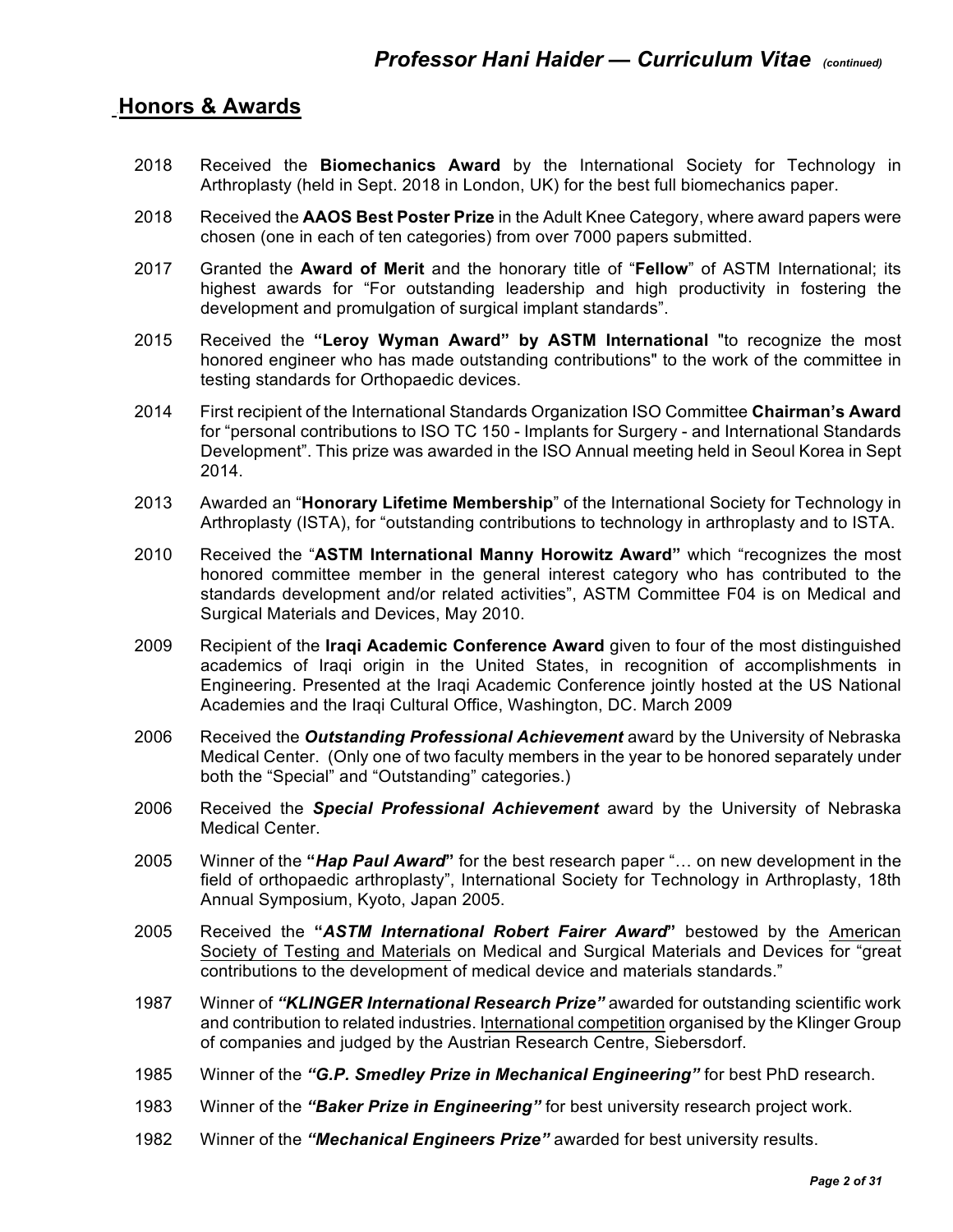## Honors & Awards

2018 Received the **Biomechanics Award** by the International Society for Technology in Arthroplasty (held in Sept. 2018 in London, UK) for the best full biomechanics paper.

2018 Received the **AAOS Best Poster Prize** in the Adult Knee Category, where award papers were chosen (one in each of ten categories) from over 7000 papers submitted.

2017 Granted the **Award of Merit** and the honorary title of "**Fellow**" of ASTM International; its highest awards for "For outstanding leadership and high productivity in fostering the development and promulgation of surgical implant standards".

2015 Received the **"Leroy Wyman Award" by ASTM International** "to recognize the most honored engineer who has made outstanding contributions" to the work of the committee in testing standards for Orthopaedic devices.

2014 First recipient of the International Standards Organization ISO Committee **Chairman's Award** for "personal contributions to ISO TC 150 - Implants for Surgery - and International Standards Development". This prize was awarded in the ISO Annual meeting held in Seoul Korea in Sept 2014.

2013 Awarded an "**Honorary Lifetime Membership**" of the International Society for Technology in Arthroplasty (ISTA), for "outstanding contributions to technology in arthroplasty and to ISTA.

2010 Received the "**ASTM International Manny Horowitz Award"** which "recognizes the most honored committee member in the general interest category who has contributed to the standards development and/or related activities", ASTM Committee F04 is on Medical and Surgical Materials and Devices, May 2010.

2009 Recipient of the **Iraqi Academic Conference Award** given to four of the most distinguished academics of Iraqi origin in the United States, in recognition of accomplishments in Engineering. Presented at the Iraqi Academic Conference jointly hosted at the US National Academies and the Iraqi Cultural Office, Washington, DC. March 2009

2006 Received the ***Outstanding Professional Achievement*** award by the University of Nebraska Medical Center. (Only one of two faculty members in the year to be honored separately under both the "Special" and "Outstanding" categories.)

2006 Received the ***Special Professional Achievement*** award by the University of Nebraska Medical Center.

2005 Winner of the **"*Hap Paul Award*"** for the best research paper "… on new development in the field of orthopaedic arthroplasty", International Society for Technology in Arthroplasty, 18th Annual Symposium, Kyoto, Japan 2005.

2005 Received the **"*ASTM International Robert Fairer Award*"** bestowed by the American Society of Testing and Materials on Medical and Surgical Materials and Devices for "great contributions to the development of medical device and materials standards."

1987 Winner of ***"KLINGER International Research Prize"*** awarded for outstanding scientific work and contribution to related industries. International competition organised by the Klinger Group of companies and judged by the Austrian Research Centre, Siebersdorf.

1985 Winner of the ***"G.P. Smedley Prize in Mechanical Engineering"*** for best PhD research.

1983 Winner of the ***"Baker Prize in Engineering"*** for best university research project work.

1982 Winner of the ***"Mechanical Engineers Prize"*** awarded for best university results.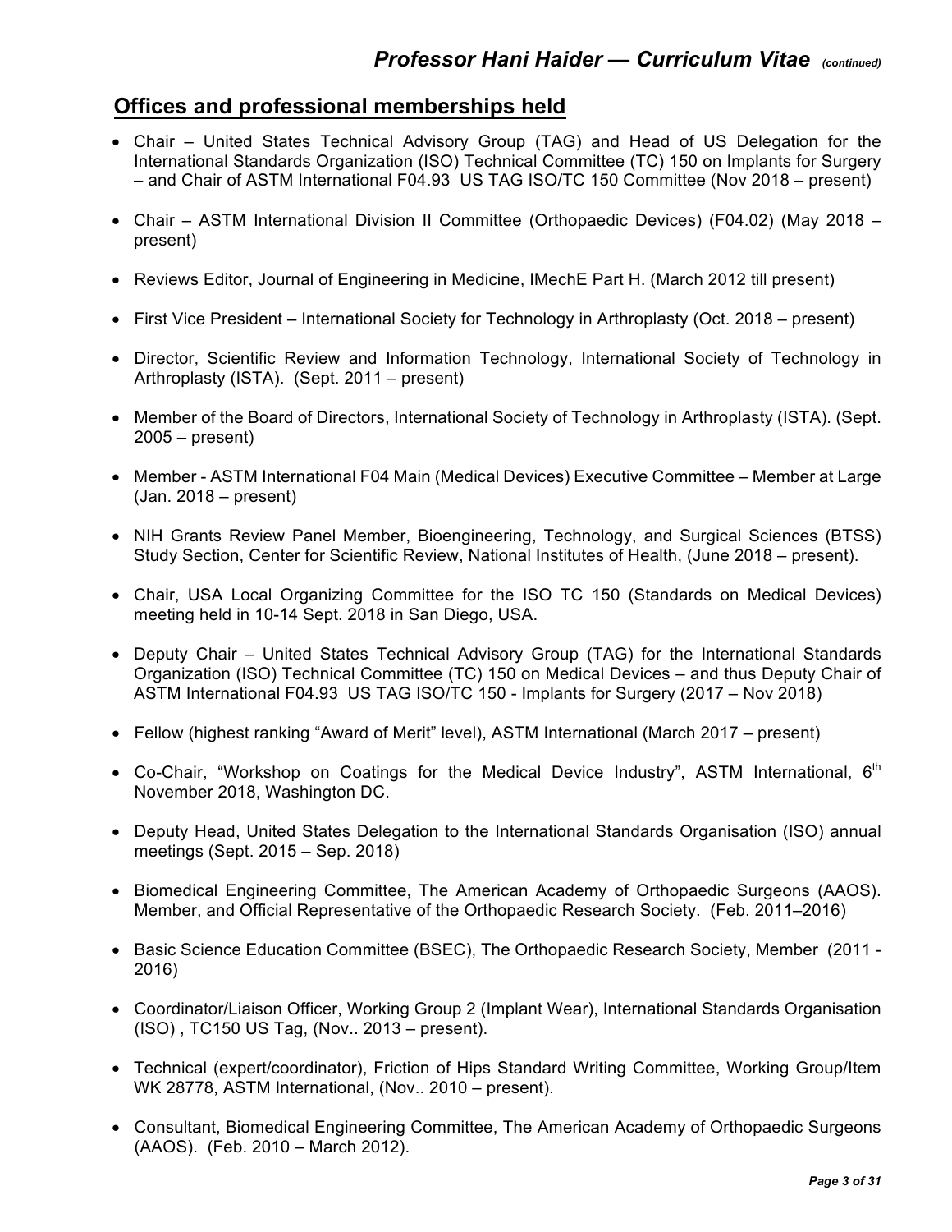## Offices and professional memberships held

- Chair – United States Technical Advisory Group (TAG) and Head of US Delegation for the International Standards Organization (ISO) Technical Committee (TC) 150 on Implants for Surgery – and Chair of ASTM International F04.93 US TAG ISO/TC 150 Committee (Nov 2018 – present)
- Chair – ASTM International Division II Committee (Orthopaedic Devices) (F04.02) (May 2018 – present)
- Reviews Editor, Journal of Engineering in Medicine, IMechE Part H. (March 2012 till present)
- First Vice President – International Society for Technology in Arthroplasty (Oct. 2018 – present)
- Director, Scientific Review and Information Technology, International Society of Technology in Arthroplasty (ISTA). (Sept. 2011 – present)
- Member of the Board of Directors, International Society of Technology in Arthroplasty (ISTA). (Sept. 2005 – present)
- Member - ASTM International F04 Main (Medical Devices) Executive Committee – Member at Large (Jan. 2018 – present)
- NIH Grants Review Panel Member, Bioengineering, Technology, and Surgical Sciences (BTSS) Study Section, Center for Scientific Review, National Institutes of Health, (June 2018 – present).
- Chair, USA Local Organizing Committee for the ISO TC 150 (Standards on Medical Devices) meeting held in 10-14 Sept. 2018 in San Diego, USA.
- Deputy Chair – United States Technical Advisory Group (TAG) for the International Standards Organization (ISO) Technical Committee (TC) 150 on Medical Devices – and thus Deputy Chair of ASTM International F04.93 US TAG ISO/TC 150 - Implants for Surgery (2017 – Nov 2018)
- Fellow (highest ranking "Award of Merit" level), ASTM International (March 2017 – present)
- Co-Chair, "Workshop on Coatings for the Medical Device Industry", ASTM International, 6th November 2018, Washington DC.
- Deputy Head, United States Delegation to the International Standards Organisation (ISO) annual meetings (Sept. 2015 – Sep. 2018)
- Biomedical Engineering Committee, The American Academy of Orthopaedic Surgeons (AAOS). Member, and Official Representative of the Orthopaedic Research Society. (Feb. 2011–2016)
- Basic Science Education Committee (BSEC), The Orthopaedic Research Society, Member (2011 - 2016)
- Coordinator/Liaison Officer, Working Group 2 (Implant Wear), International Standards Organisation (ISO) , TC150 US Tag, (Nov.. 2013 – present).
- Technical (expert/coordinator), Friction of Hips Standard Writing Committee, Working Group/Item WK 28778, ASTM International, (Nov.. 2010 – present).
- Consultant, Biomedical Engineering Committee, The American Academy of Orthopaedic Surgeons (AAOS). (Feb. 2010 – March 2012).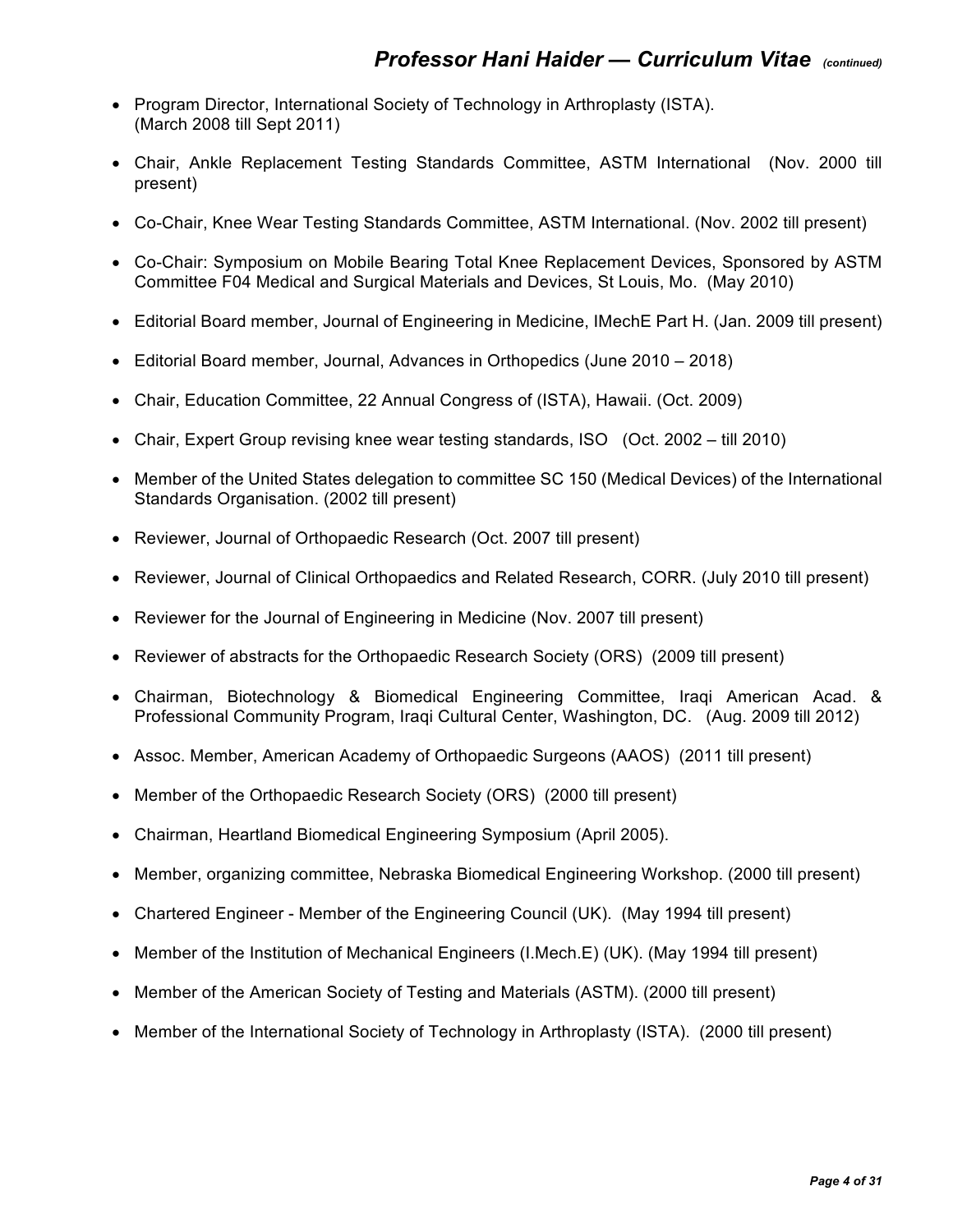- Program Director, International Society of Technology in Arthroplasty (ISTA). (March 2008 till Sept 2011)
- Chair, Ankle Replacement Testing Standards Committee, ASTM International (Nov. 2000 till present)
- Co-Chair, Knee Wear Testing Standards Committee, ASTM International. (Nov. 2002 till present)
- Co-Chair: Symposium on Mobile Bearing Total Knee Replacement Devices, Sponsored by ASTM Committee F04 Medical and Surgical Materials and Devices, St Louis, Mo. (May 2010)
- Editorial Board member, Journal of Engineering in Medicine, IMechE Part H. (Jan. 2009 till present)
- Editorial Board member, Journal, Advances in Orthopedics (June 2010 – 2018)
- Chair, Education Committee, 22 Annual Congress of (ISTA), Hawaii. (Oct. 2009)
- Chair, Expert Group revising knee wear testing standards, ISO (Oct. 2002 – till 2010)
- Member of the United States delegation to committee SC 150 (Medical Devices) of the International Standards Organisation. (2002 till present)
- Reviewer, Journal of Orthopaedic Research (Oct. 2007 till present)
- Reviewer, Journal of Clinical Orthopaedics and Related Research, CORR. (July 2010 till present)
- Reviewer for the Journal of Engineering in Medicine (Nov. 2007 till present)
- Reviewer of abstracts for the Orthopaedic Research Society (ORS) (2009 till present)
- Chairman, Biotechnology & Biomedical Engineering Committee, Iraqi American Acad. & Professional Community Program, Iraqi Cultural Center, Washington, DC. (Aug. 2009 till 2012)
- Assoc. Member, American Academy of Orthopaedic Surgeons (AAOS) (2011 till present)
- Member of the Orthopaedic Research Society (ORS) (2000 till present)
- Chairman, Heartland Biomedical Engineering Symposium (April 2005).
- Member, organizing committee, Nebraska Biomedical Engineering Workshop. (2000 till present)
- Chartered Engineer - Member of the Engineering Council (UK). (May 1994 till present)
- Member of the Institution of Mechanical Engineers (I.Mech.E) (UK). (May 1994 till present)
- Member of the American Society of Testing and Materials (ASTM). (2000 till present)
- Member of the International Society of Technology in Arthroplasty (ISTA). (2000 till present)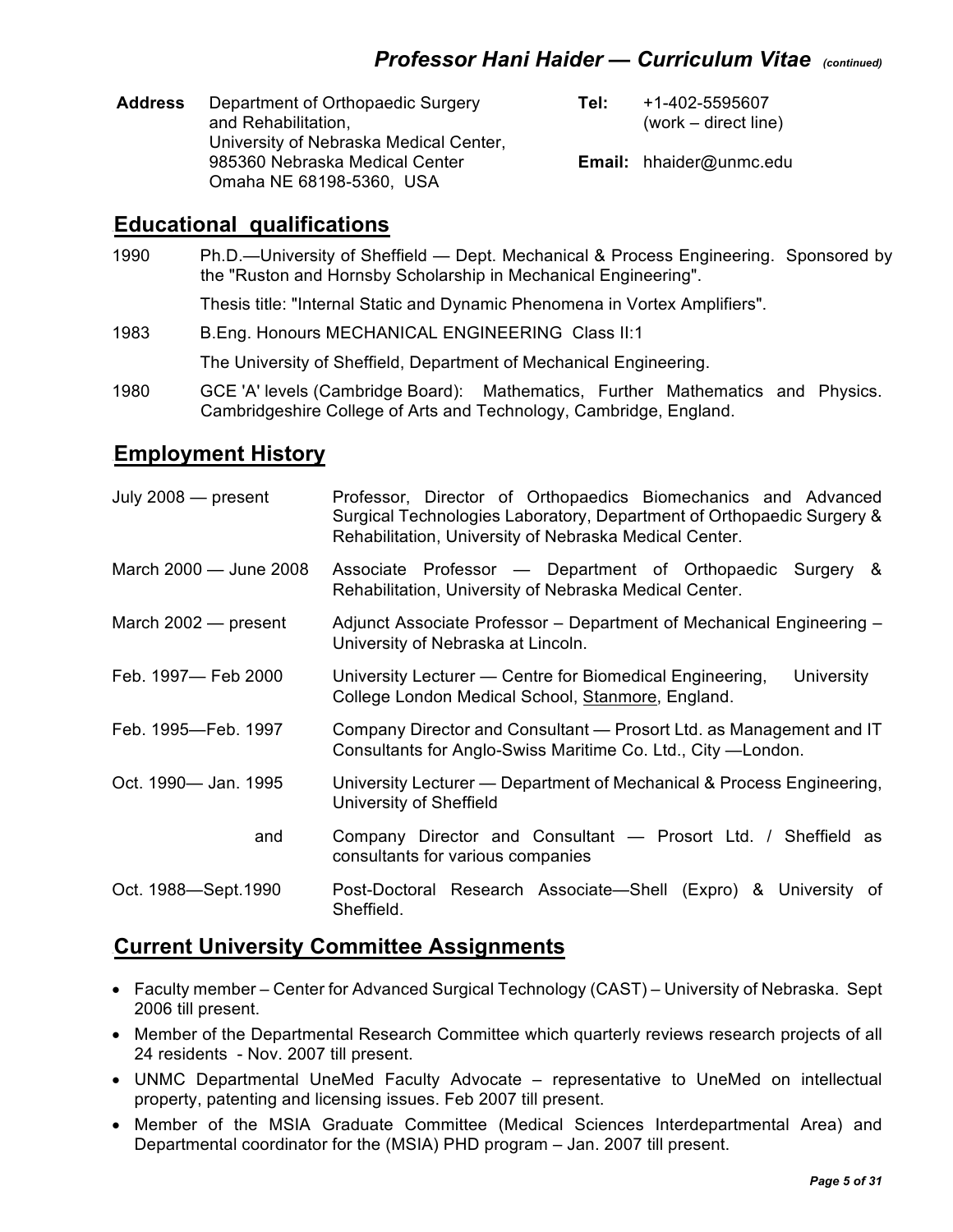| **Address** | Department of Orthopaedic Surgery and Rehabilitation, University of Nebraska Medical Center, 985360 Nebraska Medical Center Omaha NE 68198-5360, USA |
|---|---|
| **Tel:** | +1-402-5595607 (work – direct line) |
| **Email:** | hhaider@unmc.edu |

## Educational qualifications

1990 Ph.D.—University of Sheffield — Dept. Mechanical & Process Engineering. Sponsored by the "Ruston and Hornsby Scholarship in Mechanical Engineering".

Thesis title: "Internal Static and Dynamic Phenomena in Vortex Amplifiers".

1983 B.Eng. Honours MECHANICAL ENGINEERING Class II:1

The University of Sheffield, Department of Mechanical Engineering.

1980 GCE 'A' levels (Cambridge Board): Mathematics, Further Mathematics and Physics. Cambridgeshire College of Arts and Technology, Cambridge, England.

## Employment History

| | |
|---|---|
| July 2008 — present | Professor, Director of Orthopaedics Biomechanics and Advanced Surgical Technologies Laboratory, Department of Orthopaedic Surgery & Rehabilitation, University of Nebraska Medical Center. |
| March 2000 — June 2008 | Associate Professor — Department of Orthopaedic Surgery & Rehabilitation, University of Nebraska Medical Center. |
| March 2002 — present | Adjunct Associate Professor – Department of Mechanical Engineering – University of Nebraska at Lincoln. |
| Feb. 1997— Feb 2000 | University Lecturer — Centre for Biomedical Engineering, University College London Medical School, Stanmore, England. |
| Feb. 1995—Feb. 1997 | Company Director and Consultant — Prosort Ltd. as Management and IT Consultants for Anglo-Swiss Maritime Co. Ltd., City —London. |
| Oct. 1990— Jan. 1995 | University Lecturer — Department of Mechanical & Process Engineering, University of Sheffield |
| and | Company Director and Consultant — Prosort Ltd. / Sheffield as consultants for various companies |
| Oct. 1988—Sept.1990 | Post-Doctoral Research Associate—Shell (Expro) & University of Sheffield. |

## Current University Committee Assignments

- Faculty member – Center for Advanced Surgical Technology (CAST) – University of Nebraska. Sept 2006 till present.
- Member of the Departmental Research Committee which quarterly reviews research projects of all 24 residents - Nov. 2007 till present.
- UNMC Departmental UneMed Faculty Advocate – representative to UneMed on intellectual property, patenting and licensing issues. Feb 2007 till present.
- Member of the MSIA Graduate Committee (Medical Sciences Interdepartmental Area) and Departmental coordinator for the (MSIA) PHD program – Jan. 2007 till present.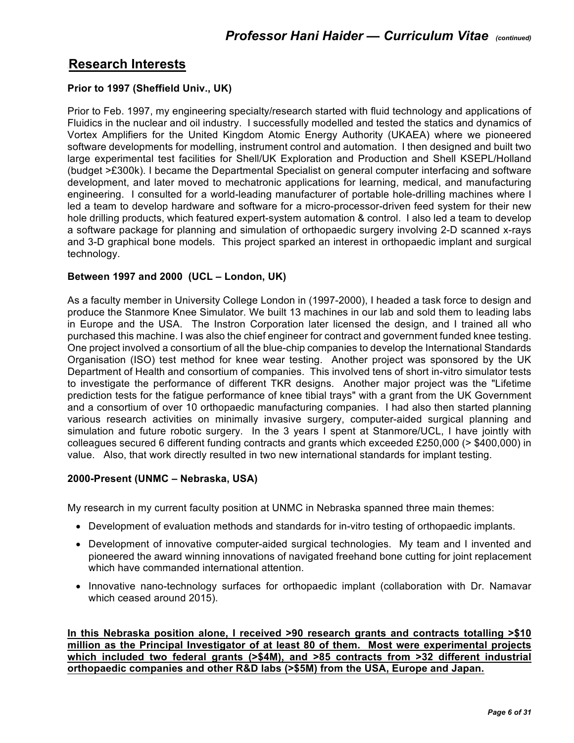## Research Interests

### Prior to 1997 (Sheffield Univ., UK)

Prior to Feb. 1997, my engineering specialty/research started with fluid technology and applications of Fluidics in the nuclear and oil industry. I successfully modelled and tested the statics and dynamics of Vortex Amplifiers for the United Kingdom Atomic Energy Authority (UKAEA) where we pioneered software developments for modelling, instrument control and automation. I then designed and built two large experimental test facilities for Shell/UK Exploration and Production and Shell KSEPL/Holland (budget >£300k). I became the Departmental Specialist on general computer interfacing and software development, and later moved to mechatronic applications for learning, medical, and manufacturing engineering. I consulted for a world-leading manufacturer of portable hole-drilling machines where I led a team to develop hardware and software for a micro-processor-driven feed system for their new hole drilling products, which featured expert-system automation & control. I also led a team to develop a software package for planning and simulation of orthopaedic surgery involving 2-D scanned x-rays and 3-D graphical bone models. This project sparked an interest in orthopaedic implant and surgical technology.

### Between 1997 and 2000 (UCL – London, UK)

As a faculty member in University College London in (1997-2000), I headed a task force to design and produce the Stanmore Knee Simulator. We built 13 machines in our lab and sold them to leading labs in Europe and the USA. The Instron Corporation later licensed the design, and I trained all who purchased this machine. I was also the chief engineer for contract and government funded knee testing. One project involved a consortium of all the blue-chip companies to develop the International Standards Organisation (ISO) test method for knee wear testing. Another project was sponsored by the UK Department of Health and consortium of companies. This involved tens of short in-vitro simulator tests to investigate the performance of different TKR designs. Another major project was the "Lifetime prediction tests for the fatigue performance of knee tibial trays" with a grant from the UK Government and a consortium of over 10 orthopaedic manufacturing companies. I had also then started planning various research activities on minimally invasive surgery, computer-aided surgical planning and simulation and future robotic surgery. In the 3 years I spent at Stanmore/UCL, I have jointly with colleagues secured 6 different funding contracts and grants which exceeded £250,000 (> $400,000) in value. Also, that work directly resulted in two new international standards for implant testing.

### 2000-Present (UNMC – Nebraska, USA)

My research in my current faculty position at UNMC in Nebraska spanned three main themes:

- Development of evaluation methods and standards for in-vitro testing of orthopaedic implants.
- Development of innovative computer-aided surgical technologies. My team and I invented and pioneered the award winning innovations of navigated freehand bone cutting for joint replacement which have commanded international attention.
- Innovative nano-technology surfaces for orthopaedic implant (collaboration with Dr. Namavar which ceased around 2015).

**In this Nebraska position alone, I received >90 research grants and contracts totalling >$10 million as the Principal Investigator of at least 80 of them. Most were experimental projects which included two federal grants (>$4M), and >85 contracts from >32 different industrial orthopaedic companies and other R&D labs (>$5M) from the USA, Europe and Japan.**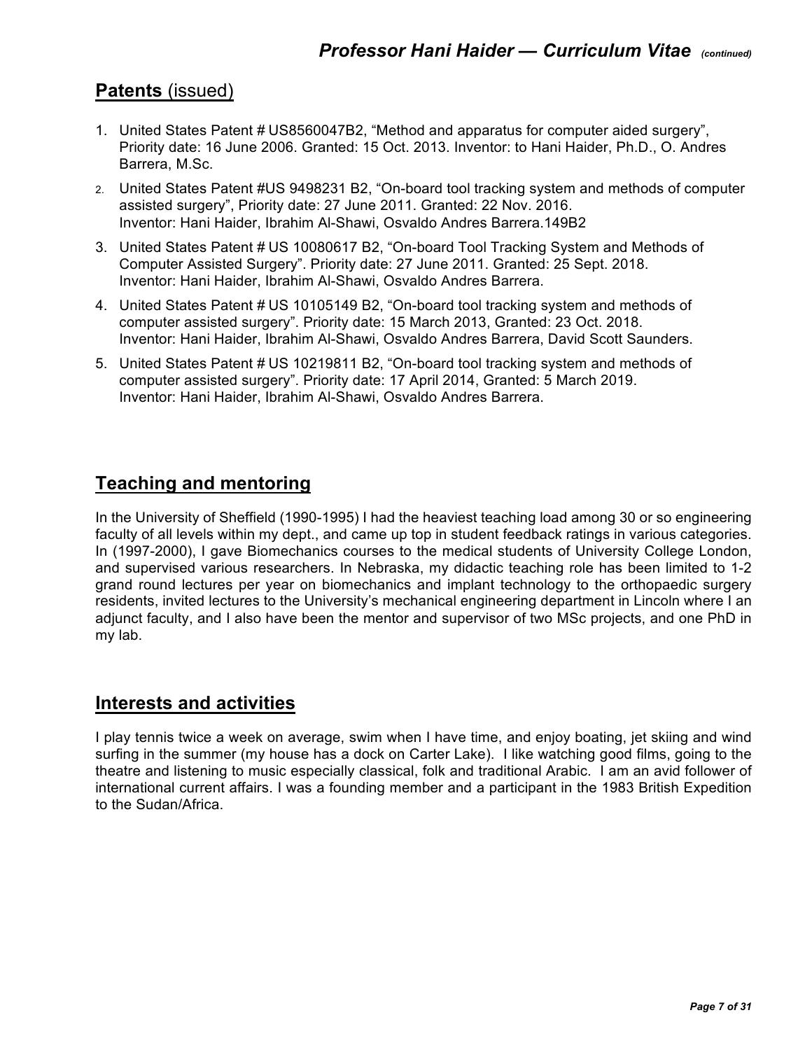## **Patents** (issued)

1. United States Patent # US8560047B2, “Method and apparatus for computer aided surgery”, Priority date: 16 June 2006. Granted: 15 Oct. 2013. Inventor: to Hani Haider, Ph.D., O. Andres Barrera, M.Sc.
2. United States Patent #US 9498231 B2, “On-board tool tracking system and methods of computer assisted surgery”, Priority date: 27 June 2011. Granted: 22 Nov. 2016. Inventor: Hani Haider, Ibrahim Al-Shawi, Osvaldo Andres Barrera.149B2
3. United States Patent # US 10080617 B2, “On-board Tool Tracking System and Methods of Computer Assisted Surgery”. Priority date: 27 June 2011. Granted: 25 Sept. 2018. Inventor: Hani Haider, Ibrahim Al-Shawi, Osvaldo Andres Barrera.
4. United States Patent # US 10105149 B2, “On-board tool tracking system and methods of computer assisted surgery”. Priority date: 15 March 2013, Granted: 23 Oct. 2018. Inventor: Hani Haider, Ibrahim Al-Shawi, Osvaldo Andres Barrera, David Scott Saunders.
5. United States Patent # US 10219811 B2, “On-board tool tracking system and methods of computer assisted surgery”. Priority date: 17 April 2014, Granted: 5 March 2019. Inventor: Hani Haider, Ibrahim Al-Shawi, Osvaldo Andres Barrera.

## **Teaching and mentoring**

In the University of Sheffield (1990-1995) I had the heaviest teaching load among 30 or so engineering faculty of all levels within my dept., and came up top in student feedback ratings in various categories. In (1997-2000), I gave Biomechanics courses to the medical students of University College London, and supervised various researchers. In Nebraska, my didactic teaching role has been limited to 1-2 grand round lectures per year on biomechanics and implant technology to the orthopaedic surgery residents, invited lectures to the University’s mechanical engineering department in Lincoln where I an adjunct faculty, and I also have been the mentor and supervisor of two MSc projects, and one PhD in my lab.

## **Interests and activities**

I play tennis twice a week on average, swim when I have time, and enjoy boating, jet skiing and wind surfing in the summer (my house has a dock on Carter Lake). I like watching good films, going to the theatre and listening to music especially classical, folk and traditional Arabic. I am an avid follower of international current affairs. I was a founding member and a participant in the 1983 British Expedition to the Sudan/Africa.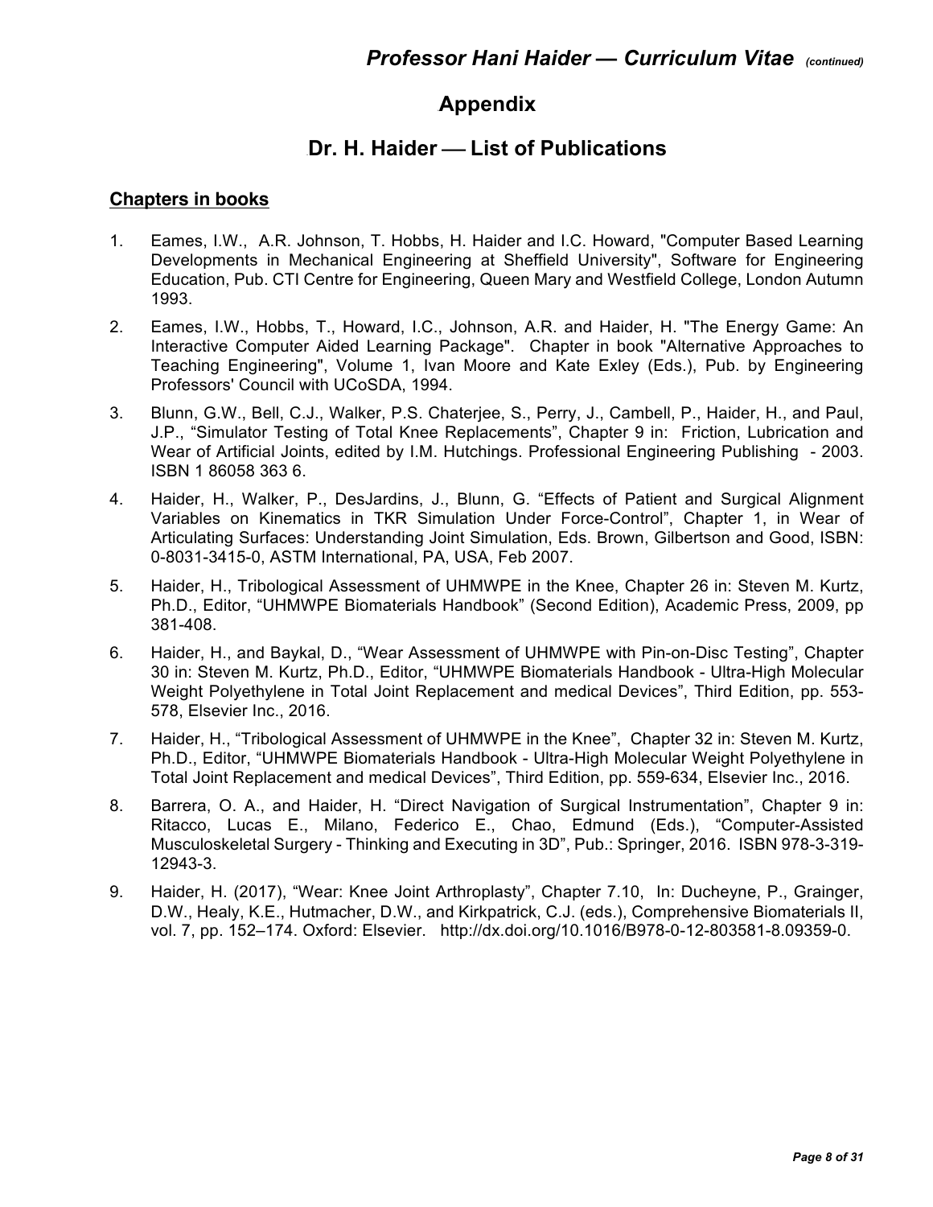# Appendix

## Dr. H. Haider — List of Publications

### Chapters in books

1. Eames, I.W., A.R. Johnson, T. Hobbs, H. Haider and I.C. Howard, "Computer Based Learning Developments in Mechanical Engineering at Sheffield University", Software for Engineering Education, Pub. CTI Centre for Engineering, Queen Mary and Westfield College, London Autumn 1993.

2. Eames, I.W., Hobbs, T., Howard, I.C., Johnson, A.R. and Haider, H. "The Energy Game: An Interactive Computer Aided Learning Package". Chapter in book "Alternative Approaches to Teaching Engineering", Volume 1, Ivan Moore and Kate Exley (Eds.), Pub. by Engineering Professors' Council with UCoSDA, 1994.

3. Blunn, G.W., Bell, C.J., Walker, P.S. Chaterjee, S., Perry, J., Cambell, P., Haider, H., and Paul, J.P., "Simulator Testing of Total Knee Replacements", Chapter 9 in: Friction, Lubrication and Wear of Artificial Joints, edited by I.M. Hutchings. Professional Engineering Publishing - 2003. ISBN 1 86058 363 6.

4. Haider, H., Walker, P., DesJardins, J., Blunn, G. "Effects of Patient and Surgical Alignment Variables on Kinematics in TKR Simulation Under Force-Control", Chapter 1, in Wear of Articulating Surfaces: Understanding Joint Simulation, Eds. Brown, Gilbertson and Good, ISBN: 0-8031-3415-0, ASTM International, PA, USA, Feb 2007.

5. Haider, H., Tribological Assessment of UHMWPE in the Knee, Chapter 26 in: Steven M. Kurtz, Ph.D., Editor, "UHMWPE Biomaterials Handbook" (Second Edition), Academic Press, 2009, pp 381-408.

6. Haider, H., and Baykal, D., "Wear Assessment of UHMWPE with Pin-on-Disc Testing", Chapter 30 in: Steven M. Kurtz, Ph.D., Editor, "UHMWPE Biomaterials Handbook - Ultra-High Molecular Weight Polyethylene in Total Joint Replacement and medical Devices", Third Edition, pp. 553-578, Elsevier Inc., 2016.

7. Haider, H., "Tribological Assessment of UHMWPE in the Knee", Chapter 32 in: Steven M. Kurtz, Ph.D., Editor, "UHMWPE Biomaterials Handbook - Ultra-High Molecular Weight Polyethylene in Total Joint Replacement and medical Devices", Third Edition, pp. 559-634, Elsevier Inc., 2016.

8. Barrera, O. A., and Haider, H. "Direct Navigation of Surgical Instrumentation", Chapter 9 in: Ritacco, Lucas E., Milano, Federico E., Chao, Edmund (Eds.), "Computer-Assisted Musculoskeletal Surgery - Thinking and Executing in 3D", Pub.: Springer, 2016. ISBN 978-3-319-12943-3.

9. Haider, H. (2017), "Wear: Knee Joint Arthroplasty", Chapter 7.10, In: Ducheyne, P., Grainger, D.W., Healy, K.E., Hutmacher, D.W., and Kirkpatrick, C.J. (eds.), Comprehensive Biomaterials II, vol. 7, pp. 152–174. Oxford: Elsevier. http://dx.doi.org/10.1016/B978-0-12-803581-8.09359-0.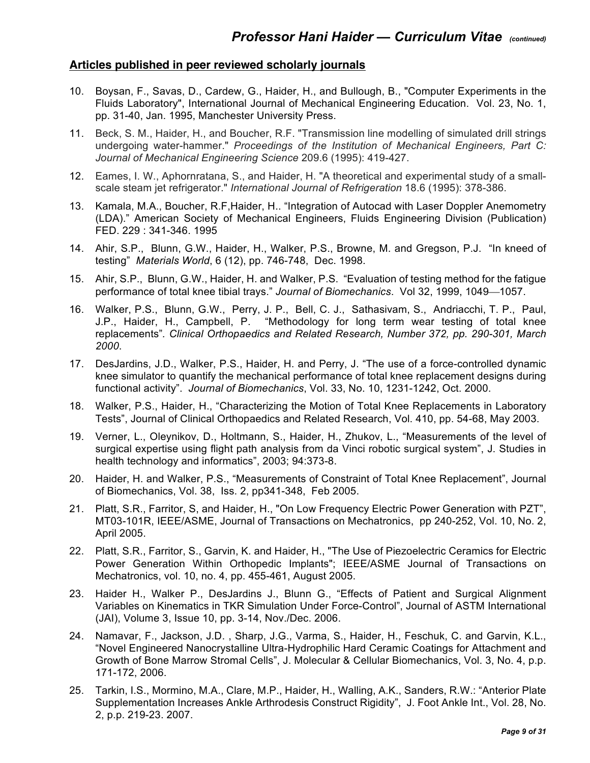## Articles published in peer reviewed scholarly journals

10. Boysan, F., Savas, D., Cardew, G., Haider, H., and Bullough, B., "Computer Experiments in the Fluids Laboratory", International Journal of Mechanical Engineering Education. Vol. 23, No. 1, pp. 31-40, Jan. 1995, Manchester University Press.

11. Beck, S. M., Haider, H., and Boucher, R.F. "Transmission line modelling of simulated drill strings undergoing water-hammer." *Proceedings of the Institution of Mechanical Engineers, Part C: Journal of Mechanical Engineering Science* 209.6 (1995): 419-427.

12. Eames, I. W., Aphornratana, S., and Haider, H. "A theoretical and experimental study of a small-scale steam jet refrigerator." *International Journal of Refrigeration* 18.6 (1995): 378-386.

13. Kamala, M.A., Boucher, R.F,Haider, H.. "Integration of Autocad with Laser Doppler Anemometry (LDA)." American Society of Mechanical Engineers, Fluids Engineering Division (Publication) FED. 229 : 341-346. 1995

14. Ahir, S.P., Blunn, G.W., Haider, H., Walker, P.S., Browne, M. and Gregson, P.J. "In kneed of testing" *Materials World*, 6 (12), pp. 746-748, Dec. 1998.

15. Ahir, S.P., Blunn, G.W., Haider, H. and Walker, P.S. "Evaluation of testing method for the fatigue performance of total knee tibial trays." *Journal of Biomechanics*. Vol 32, 1999, 1049—1057.

16. Walker, P.S., Blunn, G.W., Perry, J. P., Bell, C. J., Sathasivam, S., Andriacchi, T. P., Paul, J.P., Haider, H., Campbell, P. "Methodology for long term wear testing of total knee replacements". *Clinical Orthopaedics and Related Research, Number 372, pp. 290-301, March 2000.*

17. DesJardins, J.D., Walker, P.S., Haider, H. and Perry, J. "The use of a force-controlled dynamic knee simulator to quantify the mechanical performance of total knee replacement designs during functional activity". *Journal of Biomechanics*, Vol. 33, No. 10, 1231-1242, Oct. 2000.

18. Walker, P.S., Haider, H., "Characterizing the Motion of Total Knee Replacements in Laboratory Tests", Journal of Clinical Orthopaedics and Related Research, Vol. 410, pp. 54-68, May 2003.

19. Verner, L., Oleynikov, D., Holtmann, S., Haider, H., Zhukov, L., "Measurements of the level of surgical expertise using flight path analysis from da Vinci robotic surgical system", J. Studies in health technology and informatics", 2003; 94:373-8.

20. Haider, H. and Walker, P.S., "Measurements of Constraint of Total Knee Replacement", Journal of Biomechanics, Vol. 38, Iss. 2, pp341-348, Feb 2005.

21. Platt, S.R., Farritor, S, and Haider, H., "On Low Frequency Electric Power Generation with PZT", MT03-101R, IEEE/ASME, Journal of Transactions on Mechatronics, pp 240-252, Vol. 10, No. 2, April 2005.

22. Platt, S.R., Farritor, S., Garvin, K. and Haider, H., "The Use of Piezoelectric Ceramics for Electric Power Generation Within Orthopedic Implants"; IEEE/ASME Journal of Transactions on Mechatronics, vol. 10, no. 4, pp. 455-461, August 2005.

23. Haider H., Walker P., DesJardins J., Blunn G., "Effects of Patient and Surgical Alignment Variables on Kinematics in TKR Simulation Under Force-Control", Journal of ASTM International (JAI), Volume 3, Issue 10, pp. 3-14, Nov./Dec. 2006.

24. Namavar, F., Jackson, J.D. , Sharp, J.G., Varma, S., Haider, H., Feschuk, C. and Garvin, K.L., "Novel Engineered Nanocrystalline Ultra-Hydrophilic Hard Ceramic Coatings for Attachment and Growth of Bone Marrow Stromal Cells", J. Molecular & Cellular Biomechanics, Vol. 3, No. 4, p.p. 171-172, 2006.

25. Tarkin, I.S., Mormino, M.A., Clare, M.P., Haider, H., Walling, A.K., Sanders, R.W.: "Anterior Plate Supplementation Increases Ankle Arthrodesis Construct Rigidity", J. Foot Ankle Int., Vol. 28, No. 2, p.p. 219-23. 2007.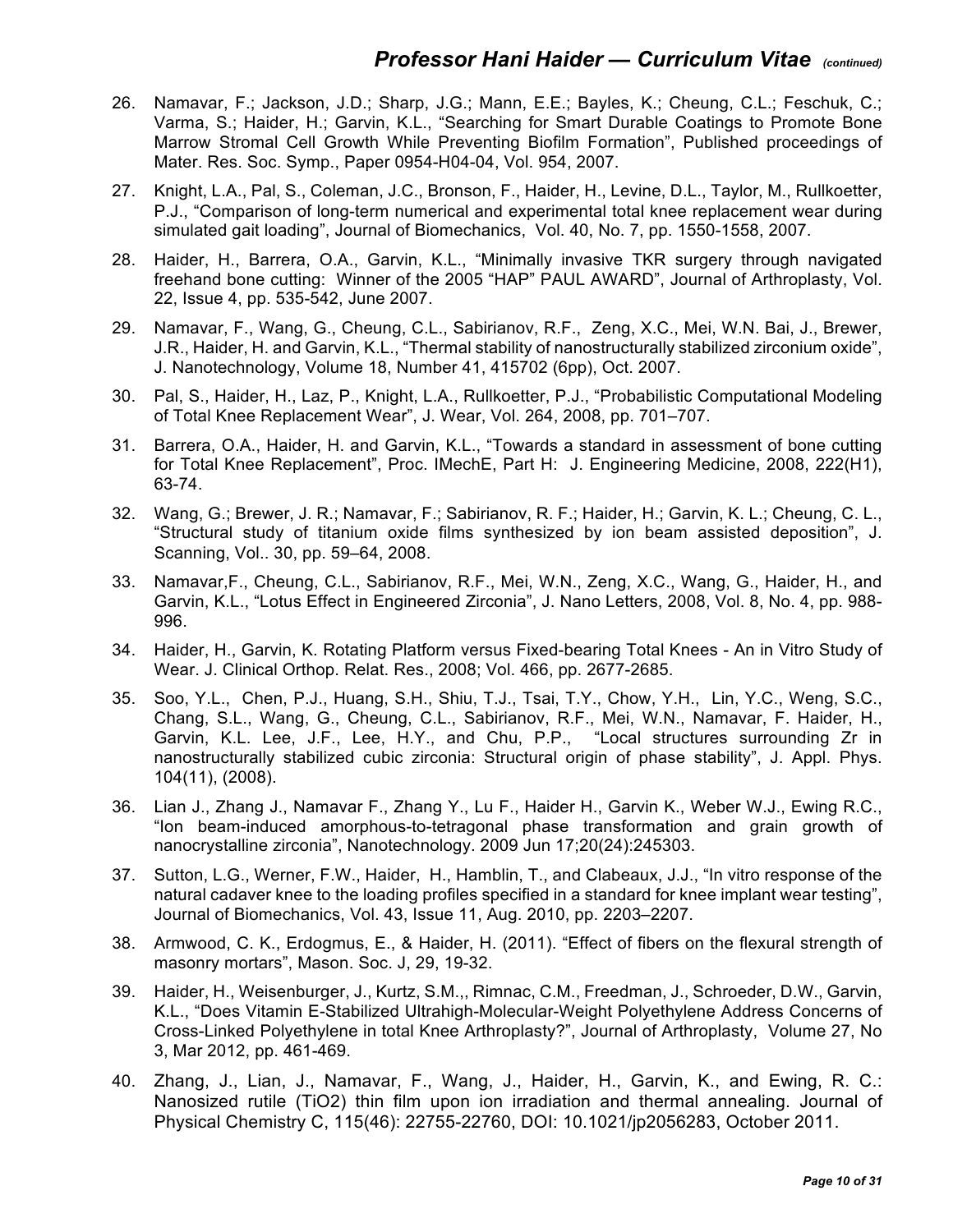26. Namavar, F.; Jackson, J.D.; Sharp, J.G.; Mann, E.E.; Bayles, K.; Cheung, C.L.; Feschuk, C.; Varma, S.; Haider, H.; Garvin, K.L., "Searching for Smart Durable Coatings to Promote Bone Marrow Stromal Cell Growth While Preventing Biofilm Formation", Published proceedings of Mater. Res. Soc. Symp., Paper 0954-H04-04, Vol. 954, 2007.

27. Knight, L.A., Pal, S., Coleman, J.C., Bronson, F., Haider, H., Levine, D.L., Taylor, M., Rullkoetter, P.J., "Comparison of long-term numerical and experimental total knee replacement wear during simulated gait loading", Journal of Biomechanics, Vol. 40, No. 7, pp. 1550-1558, 2007.

28. Haider, H., Barrera, O.A., Garvin, K.L., "Minimally invasive TKR surgery through navigated freehand bone cutting: Winner of the 2005 "HAP" PAUL AWARD", Journal of Arthroplasty, Vol. 22, Issue 4, pp. 535-542, June 2007.

29. Namavar, F., Wang, G., Cheung, C.L., Sabirianov, R.F., Zeng, X.C., Mei, W.N. Bai, J., Brewer, J.R., Haider, H. and Garvin, K.L., "Thermal stability of nanostructurally stabilized zirconium oxide", J. Nanotechnology, Volume 18, Number 41, 415702 (6pp), Oct. 2007.

30. Pal, S., Haider, H., Laz, P., Knight, L.A., Rullkoetter, P.J., "Probabilistic Computational Modeling of Total Knee Replacement Wear", J. Wear, Vol. 264, 2008, pp. 701–707.

31. Barrera, O.A., Haider, H. and Garvin, K.L., "Towards a standard in assessment of bone cutting for Total Knee Replacement", Proc. IMechE, Part H: J. Engineering Medicine, 2008, 222(H1), 63-74.

32. Wang, G.; Brewer, J. R.; Namavar, F.; Sabirianov, R. F.; Haider, H.; Garvin, K. L.; Cheung, C. L., "Structural study of titanium oxide films synthesized by ion beam assisted deposition", J. Scanning, Vol.. 30, pp. 59–64, 2008.

33. Namavar,F., Cheung, C.L., Sabirianov, R.F., Mei, W.N., Zeng, X.C., Wang, G., Haider, H., and Garvin, K.L., "Lotus Effect in Engineered Zirconia", J. Nano Letters, 2008, Vol. 8, No. 4, pp. 988-996.

34. Haider, H., Garvin, K. Rotating Platform versus Fixed-bearing Total Knees - An in Vitro Study of Wear. J. Clinical Orthop. Relat. Res., 2008; Vol. 466, pp. 2677-2685.

35. Soo, Y.L., Chen, P.J., Huang, S.H., Shiu, T.J., Tsai, T.Y., Chow, Y.H., Lin, Y.C., Weng, S.C., Chang, S.L., Wang, G., Cheung, C.L., Sabirianov, R.F., Mei, W.N., Namavar, F. Haider, H., Garvin, K.L. Lee, J.F., Lee, H.Y., and Chu, P.P., "Local structures surrounding Zr in nanostructurally stabilized cubic zirconia: Structural origin of phase stability", J. Appl. Phys. 104(11), (2008).

36. Lian J., Zhang J., Namavar F., Zhang Y., Lu F., Haider H., Garvin K., Weber W.J., Ewing R.C., "Ion beam-induced amorphous-to-tetragonal phase transformation and grain growth of nanocrystalline zirconia", Nanotechnology. 2009 Jun 17;20(24):245303.

37. Sutton, L.G., Werner, F.W., Haider, H., Hamblin, T., and Clabeaux, J.J., "In vitro response of the natural cadaver knee to the loading profiles specified in a standard for knee implant wear testing", Journal of Biomechanics, Vol. 43, Issue 11, Aug. 2010, pp. 2203–2207.

38. Armwood, C. K., Erdogmus, E., & Haider, H. (2011). "Effect of fibers on the flexural strength of masonry mortars", Mason. Soc. J, 29, 19-32.

39. Haider, H., Weisenburger, J., Kurtz, S.M.,, Rimnac, C.M., Freedman, J., Schroeder, D.W., Garvin, K.L., "Does Vitamin E-Stabilized Ultrahigh-Molecular-Weight Polyethylene Address Concerns of Cross-Linked Polyethylene in total Knee Arthroplasty?", Journal of Arthroplasty, Volume 27, No 3, Mar 2012, pp. 461-469.

40. Zhang, J., Lian, J., Namavar, F., Wang, J., Haider, H., Garvin, K., and Ewing, R. C.: Nanosized rutile ($TiO_2$) thin film upon ion irradiation and thermal annealing. Journal of Physical Chemistry C, 115(46): 22755-22760, DOI: 10.1021/jp2056283, October 2011.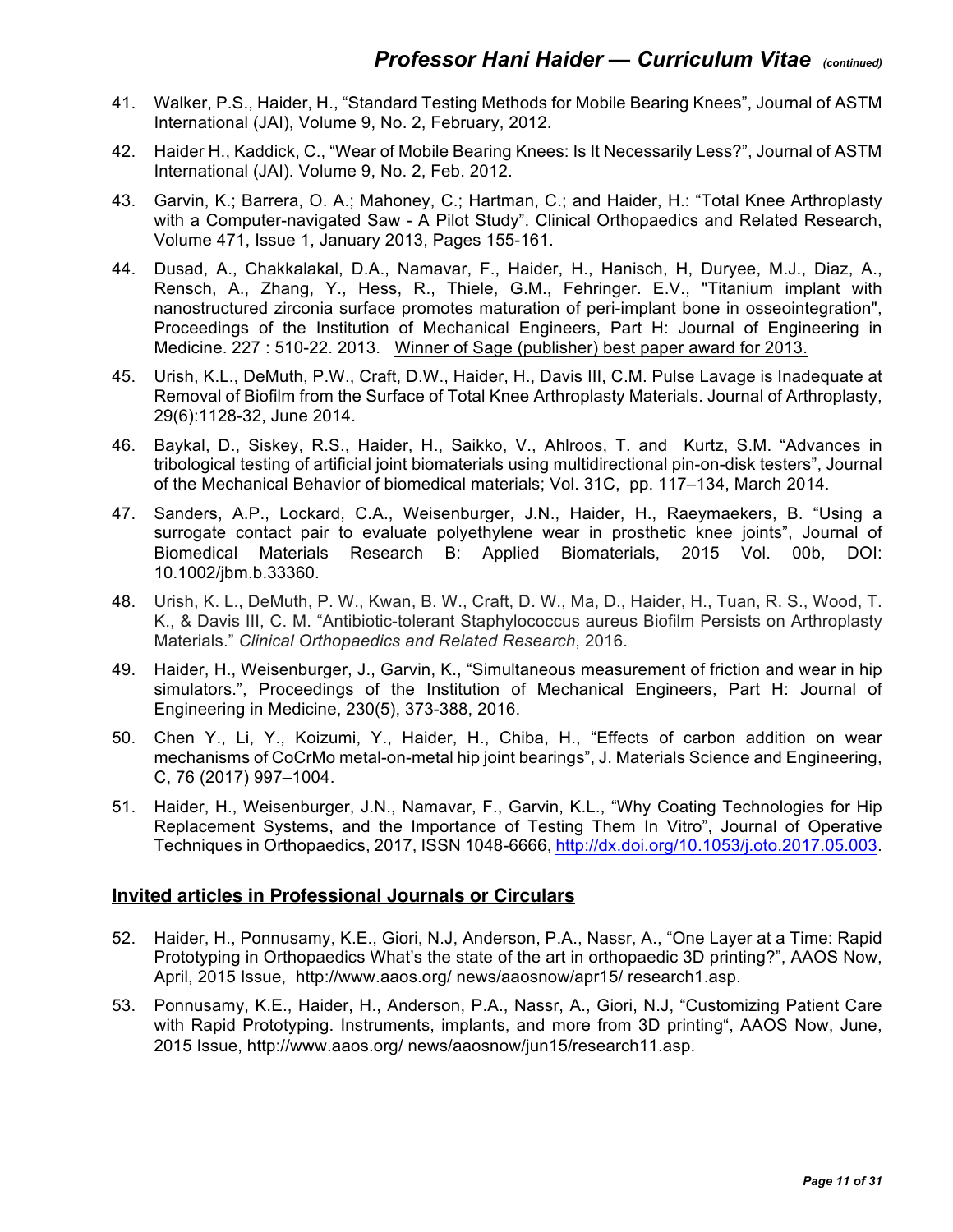41. Walker, P.S., Haider, H., “Standard Testing Methods for Mobile Bearing Knees”, Journal of ASTM International (JAI), Volume 9, No. 2, February, 2012.

42. Haider H., Kaddick, C., “Wear of Mobile Bearing Knees: Is It Necessarily Less?”, Journal of ASTM International (JAI). Volume 9, No. 2, Feb. 2012.

43. Garvin, K.; Barrera, O. A.; Mahoney, C.; Hartman, C.; and Haider, H.: “Total Knee Arthroplasty with a Computer-navigated Saw - A Pilot Study”. Clinical Orthopaedics and Related Research, Volume 471, Issue 1, January 2013, Pages 155-161.

44. Dusad, A., Chakkalakal, D.A., Namavar, F., Haider, H., Hanisch, H, Duryee, M.J., Diaz, A., Rensch, A., Zhang, Y., Hess, R., Thiele, G.M., Fehringer. E.V., "Titanium implant with nanostructured zirconia surface promotes maturation of peri-implant bone in osseointegration", Proceedings of the Institution of Mechanical Engineers, Part H: Journal of Engineering in Medicine. 227 : 510-22. 2013. <u>Winner of Sage (publisher) best paper award for 2013.</u>

45. Urish, K.L., DeMuth, P.W., Craft, D.W., Haider, H., Davis III, C.M. Pulse Lavage is Inadequate at Removal of Biofilm from the Surface of Total Knee Arthroplasty Materials. Journal of Arthroplasty, 29(6):1128-32, June 2014.

46. Baykal, D., Siskey, R.S., Haider, H., Saikko, V., Ahlroos, T. and Kurtz, S.M. “Advances in tribological testing of artificial joint biomaterials using multidirectional pin-on-disk testers”, Journal of the Mechanical Behavior of biomedical materials; Vol. 31C, pp. 117–134, March 2014.

47. Sanders, A.P., Lockard, C.A., Weisenburger, J.N., Haider, H., Raeymaekers, B. “Using a surrogate contact pair to evaluate polyethylene wear in prosthetic knee joints”, Journal of Biomedical Materials Research B: Applied Biomaterials, 2015 Vol. 00b, DOI: 10.1002/jbm.b.33360.

48. Urish, K. L., DeMuth, P. W., Kwan, B. W., Craft, D. W., Ma, D., Haider, H., Tuan, R. S., Wood, T. K., & Davis III, C. M. “Antibiotic-tolerant Staphylococcus aureus Biofilm Persists on Arthroplasty Materials.” *Clinical Orthopaedics and Related Research*, 2016.

49. Haider, H., Weisenburger, J., Garvin, K., “Simultaneous measurement of friction and wear in hip simulators.”, Proceedings of the Institution of Mechanical Engineers, Part H: Journal of Engineering in Medicine, 230(5), 373-388, 2016.

50. Chen Y., Li, Y., Koizumi, Y., Haider, H., Chiba, H., “Effects of carbon addition on wear mechanisms of CoCrMo metal-on-metal hip joint bearings”, J. Materials Science and Engineering, C, 76 (2017) 997–1004.

51. Haider, H., Weisenburger, J.N., Namavar, F., Garvin, K.L., “Why Coating Technologies for Hip Replacement Systems, and the Importance of Testing Them In Vitro”, Journal of Operative Techniques in Orthopaedics, 2017, ISSN 1048-6666, http://dx.doi.org/10.1053/j.oto.2017.05.003.

## Invited articles in Professional Journals or Circulars

52. Haider, H., Ponnusamy, K.E., Giori, N.J, Anderson, P.A., Nassr, A., “One Layer at a Time: Rapid Prototyping in Orthopaedics What’s the state of the art in orthopaedic 3D printing?”, AAOS Now, April, 2015 Issue, http://www.aaos.org/ news/aaosnow/apr15/ research1.asp.

53. Ponnusamy, K.E., Haider, H., Anderson, P.A., Nassr, A., Giori, N.J, “Customizing Patient Care with Rapid Prototyping. Instruments, implants, and more from 3D printing“, AAOS Now, June, 2015 Issue, http://www.aaos.org/ news/aaosnow/jun15/research11.asp.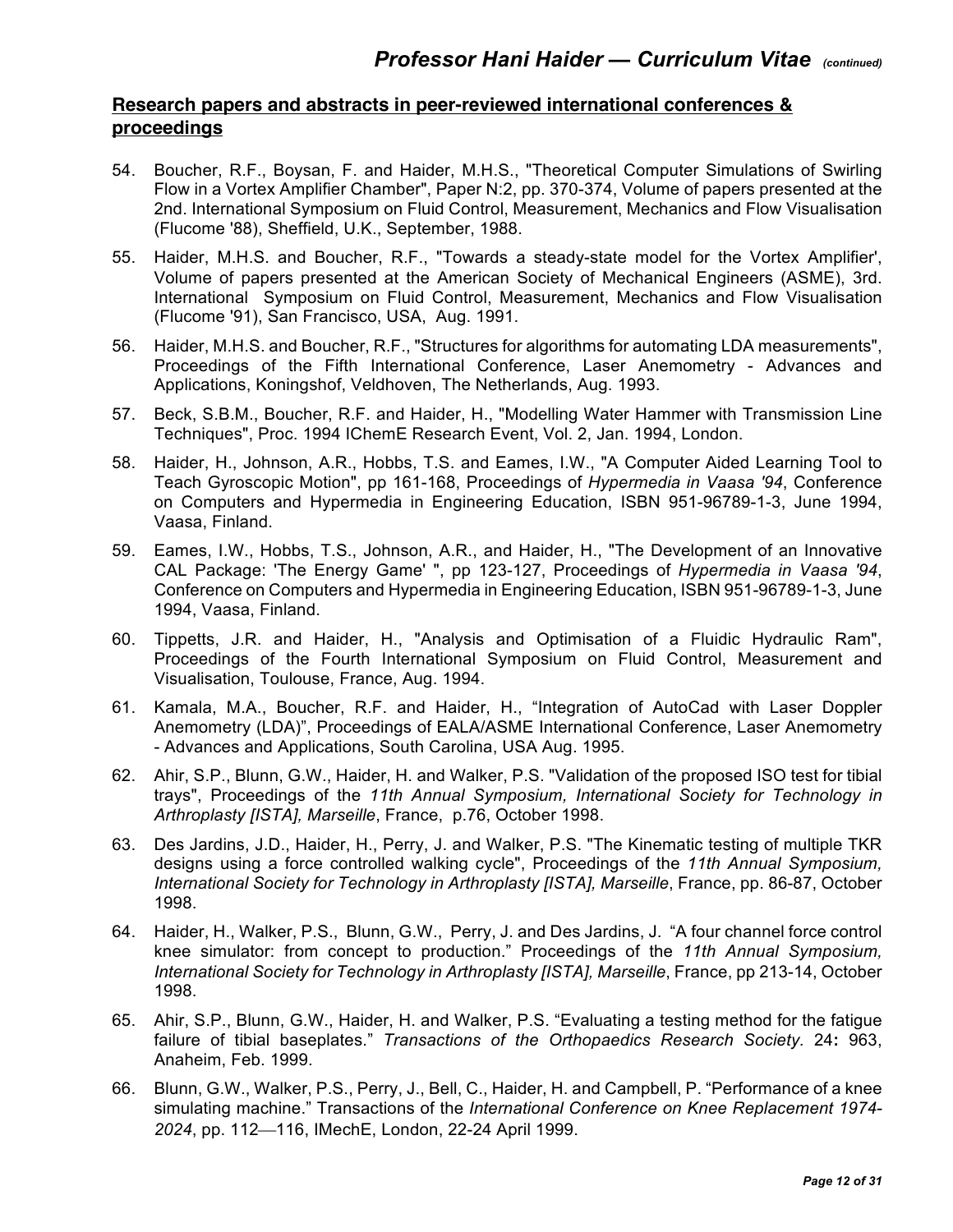## Research papers and abstracts in peer-reviewed international conferences & proceedings

54. Boucher, R.F., Boysan, F. and Haider, M.H.S., "Theoretical Computer Simulations of Swirling Flow in a Vortex Amplifier Chamber", Paper N:2, pp. 370-374, Volume of papers presented at the 2nd. International Symposium on Fluid Control, Measurement, Mechanics and Flow Visualisation (Flucome '88), Sheffield, U.K., September, 1988.

55. Haider, M.H.S. and Boucher, R.F., "Towards a steady-state model for the Vortex Amplifier', Volume of papers presented at the American Society of Mechanical Engineers (ASME), 3rd. International Symposium on Fluid Control, Measurement, Mechanics and Flow Visualisation (Flucome '91), San Francisco, USA, Aug. 1991.

56. Haider, M.H.S. and Boucher, R.F., "Structures for algorithms for automating LDA measurements", Proceedings of the Fifth International Conference, Laser Anemometry - Advances and Applications, Koningshof, Veldhoven, The Netherlands, Aug. 1993.

57. Beck, S.B.M., Boucher, R.F. and Haider, H., "Modelling Water Hammer with Transmission Line Techniques", Proc. 1994 IChemE Research Event, Vol. 2, Jan. 1994, London.

58. Haider, H., Johnson, A.R., Hobbs, T.S. and Eames, I.W., "A Computer Aided Learning Tool to Teach Gyroscopic Motion", pp 161-168, Proceedings of *Hypermedia in Vaasa '94*, Conference on Computers and Hypermedia in Engineering Education, ISBN 951-96789-1-3, June 1994, Vaasa, Finland.

59. Eames, I.W., Hobbs, T.S., Johnson, A.R., and Haider, H., "The Development of an Innovative CAL Package: 'The Energy Game' ", pp 123-127, Proceedings of *Hypermedia in Vaasa '94*, Conference on Computers and Hypermedia in Engineering Education, ISBN 951-96789-1-3, June 1994, Vaasa, Finland.

60. Tippetts, J.R. and Haider, H., "Analysis and Optimisation of a Fluidic Hydraulic Ram", Proceedings of the Fourth International Symposium on Fluid Control, Measurement and Visualisation, Toulouse, France, Aug. 1994.

61. Kamala, M.A., Boucher, R.F. and Haider, H., "Integration of AutoCad with Laser Doppler Anemometry (LDA)", Proceedings of EALA/ASME International Conference, Laser Anemometry - Advances and Applications, South Carolina, USA Aug. 1995.

62. Ahir, S.P., Blunn, G.W., Haider, H. and Walker, P.S. "Validation of the proposed ISO test for tibial trays", Proceedings of the *11th Annual Symposium, International Society for Technology in Arthroplasty [ISTA], Marseille*, France, p.76, October 1998.

63. Des Jardins, J.D., Haider, H., Perry, J. and Walker, P.S. "The Kinematic testing of multiple TKR designs using a force controlled walking cycle", Proceedings of the *11th Annual Symposium, International Society for Technology in Arthroplasty [ISTA], Marseille*, France, pp. 86-87, October 1998.

64. Haider, H., Walker, P.S., Blunn, G.W., Perry, J. and Des Jardins, J. "A four channel force control knee simulator: from concept to production." Proceedings of the *11th Annual Symposium, International Society for Technology in Arthroplasty [ISTA], Marseille*, France, pp 213-14, October 1998.

65. Ahir, S.P., Blunn, G.W., Haider, H. and Walker, P.S. "Evaluating a testing method for the fatigue failure of tibial baseplates." *Transactions of the Orthopaedics Research Society.* 24**:** 963, Anaheim, Feb. 1999.

66. Blunn, G.W., Walker, P.S., Perry, J., Bell, C., Haider, H. and Campbell, P. "Performance of a knee simulating machine." Transactions of the *International Conference on Knee Replacement 1974-2024*, pp. 112—116, IMechE, London, 22-24 April 1999.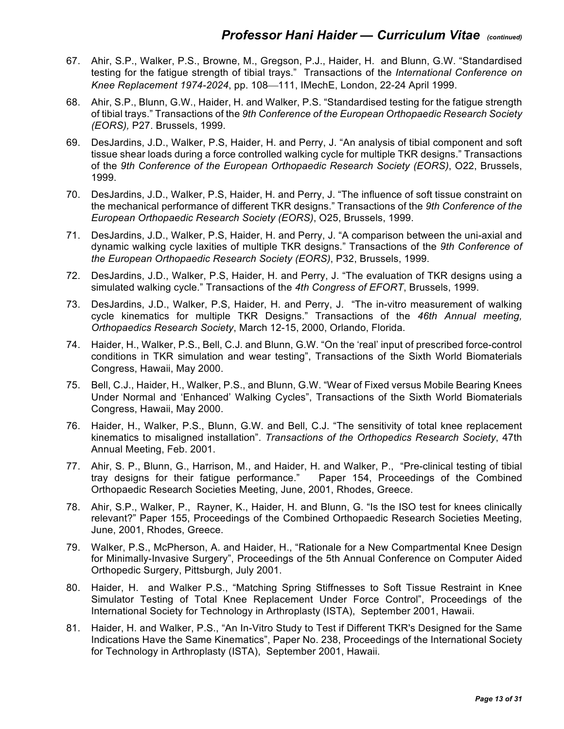67. Ahir, S.P., Walker, P.S., Browne, M., Gregson, P.J., Haider, H. and Blunn, G.W. “Standardised testing for the fatigue strength of tibial trays.” Transactions of the *International Conference on Knee Replacement 1974-2024*, pp. 108—111, IMechE, London, 22-24 April 1999.

68. Ahir, S.P., Blunn, G.W., Haider, H. and Walker, P.S. “Standardised testing for the fatigue strength of tibial trays.” Transactions of the *9th Conference of the European Orthopaedic Research Society (EORS),* P27. Brussels, 1999.

69. DesJardins, J.D., Walker, P.S, Haider, H. and Perry, J. “An analysis of tibial component and soft tissue shear loads during a force controlled walking cycle for multiple TKR designs.” Transactions of the *9th Conference of the European Orthopaedic Research Society (EORS)*, O22, Brussels, 1999.

70. DesJardins, J.D., Walker, P.S, Haider, H. and Perry, J. “The influence of soft tissue constraint on the mechanical performance of different TKR designs.” Transactions of the *9th Conference of the European Orthopaedic Research Society (EORS)*, O25, Brussels, 1999.

71. DesJardins, J.D., Walker, P.S, Haider, H. and Perry, J. “A comparison between the uni-axial and dynamic walking cycle laxities of multiple TKR designs.” Transactions of the *9th Conference of the European Orthopaedic Research Society (EORS)*, P32, Brussels, 1999.

72. DesJardins, J.D., Walker, P.S, Haider, H. and Perry, J. “The evaluation of TKR designs using a simulated walking cycle.” Transactions of the *4th Congress of EFORT*, Brussels, 1999.

73. DesJardins, J.D., Walker, P.S, Haider, H. and Perry, J. “The in-vitro measurement of walking cycle kinematics for multiple TKR Designs.” Transactions of the *46th Annual meeting, Orthopaedics Research Society*, March 12-15, 2000, Orlando, Florida.

74. Haider, H., Walker, P.S., Bell, C.J. and Blunn, G.W. “On the ‘real’ input of prescribed force-control conditions in TKR simulation and wear testing”, Transactions of the Sixth World Biomaterials Congress, Hawaii, May 2000.

75. Bell, C.J., Haider, H., Walker, P.S., and Blunn, G.W. “Wear of Fixed versus Mobile Bearing Knees Under Normal and ‘Enhanced’ Walking Cycles”, Transactions of the Sixth World Biomaterials Congress, Hawaii, May 2000.

76. Haider, H., Walker, P.S., Blunn, G.W. and Bell, C.J. “The sensitivity of total knee replacement kinematics to misaligned installation”. *Transactions of the Orthopedics Research Society*, 47th Annual Meeting, Feb. 2001.

77. Ahir, S. P., Blunn, G., Harrison, M., and Haider, H. and Walker, P., “Pre-clinical testing of tibial tray designs for their fatigue performance.” Paper 154, Proceedings of the Combined Orthopaedic Research Societies Meeting, June, 2001, Rhodes, Greece.

78. Ahir, S.P., Walker, P., Rayner, K., Haider, H. and Blunn, G. “Is the ISO test for knees clinically relevant?” Paper 155, Proceedings of the Combined Orthopaedic Research Societies Meeting, June, 2001, Rhodes, Greece.

79. Walker, P.S., McPherson, A. and Haider, H., “Rationale for a New Compartmental Knee Design for Minimally-Invasive Surgery”, Proceedings of the 5th Annual Conference on Computer Aided Orthopedic Surgery, Pittsburgh, July 2001.

80. Haider, H. and Walker P.S., “Matching Spring Stiffnesses to Soft Tissue Restraint in Knee Simulator Testing of Total Knee Replacement Under Force Control”, Proceedings of the International Society for Technology in Arthroplasty (ISTA), September 2001, Hawaii.

81. Haider, H. and Walker, P.S., “An In-Vitro Study to Test if Different TKR's Designed for the Same Indications Have the Same Kinematics”, Paper No. 238, Proceedings of the International Society for Technology in Arthroplasty (ISTA), September 2001, Hawaii.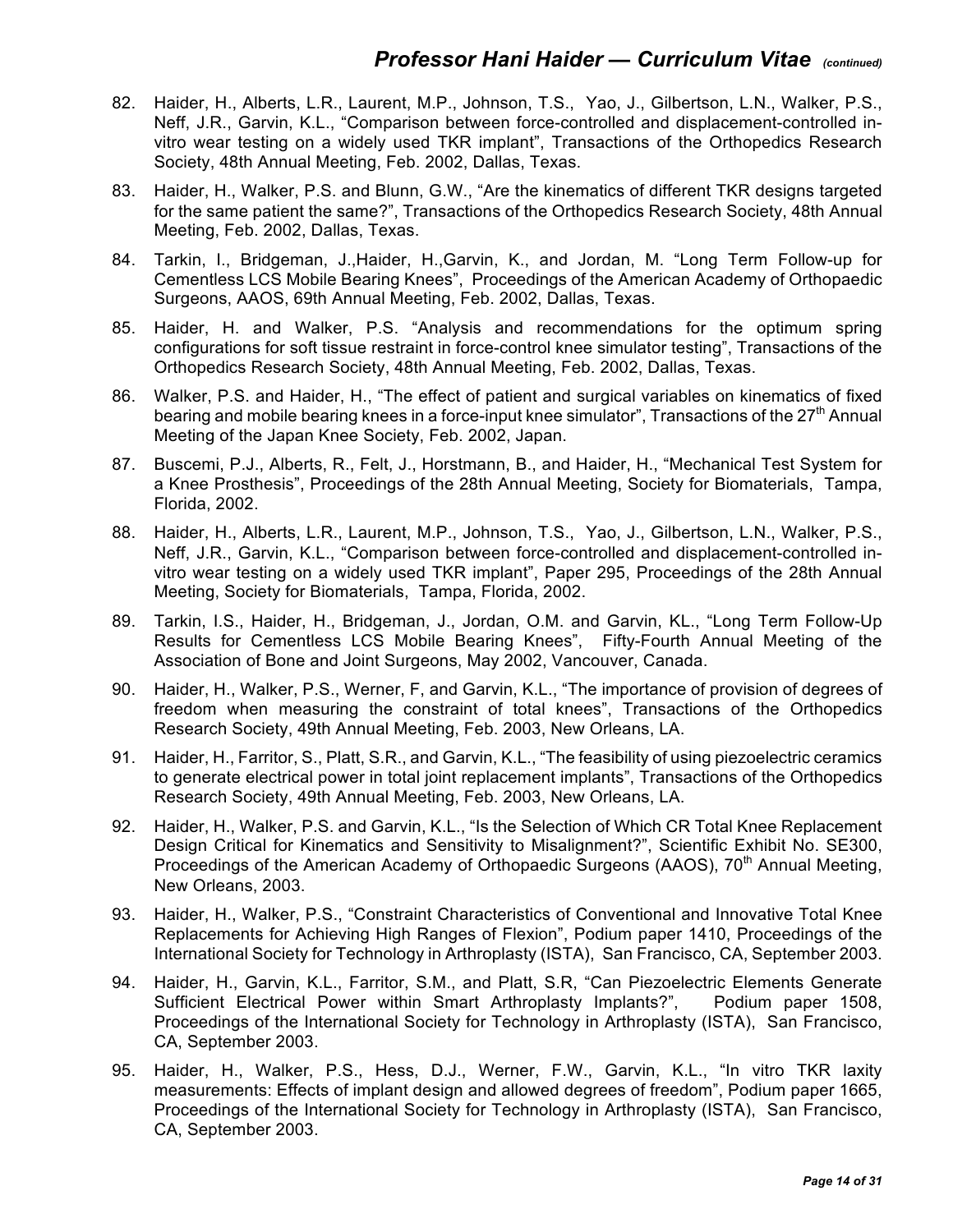82. Haider, H., Alberts, L.R., Laurent, M.P., Johnson, T.S., Yao, J., Gilbertson, L.N., Walker, P.S., Neff, J.R., Garvin, K.L., "Comparison between force-controlled and displacement-controlled in-vitro wear testing on a widely used TKR implant", Transactions of the Orthopedics Research Society, 48th Annual Meeting, Feb. 2002, Dallas, Texas.

83. Haider, H., Walker, P.S. and Blunn, G.W., "Are the kinematics of different TKR designs targeted for the same patient the same?", Transactions of the Orthopedics Research Society, 48th Annual Meeting, Feb. 2002, Dallas, Texas.

84. Tarkin, I., Bridgeman, J.,Haider, H.,Garvin, K., and Jordan, M. "Long Term Follow-up for Cementless LCS Mobile Bearing Knees", Proceedings of the American Academy of Orthopaedic Surgeons, AAOS, 69th Annual Meeting, Feb. 2002, Dallas, Texas.

85. Haider, H. and Walker, P.S. "Analysis and recommendations for the optimum spring configurations for soft tissue restraint in force-control knee simulator testing", Transactions of the Orthopedics Research Society, 48th Annual Meeting, Feb. 2002, Dallas, Texas.

86. Walker, P.S. and Haider, H., "The effect of patient and surgical variables on kinematics of fixed bearing and mobile bearing knees in a force-input knee simulator", Transactions of the 27th Annual Meeting of the Japan Knee Society, Feb. 2002, Japan.

87. Buscemi, P.J., Alberts, R., Felt, J., Horstmann, B., and Haider, H., "Mechanical Test System for a Knee Prosthesis", Proceedings of the 28th Annual Meeting, Society for Biomaterials, Tampa, Florida, 2002.

88. Haider, H., Alberts, L.R., Laurent, M.P., Johnson, T.S., Yao, J., Gilbertson, L.N., Walker, P.S., Neff, J.R., Garvin, K.L., "Comparison between force-controlled and displacement-controlled in-vitro wear testing on a widely used TKR implant", Paper 295, Proceedings of the 28th Annual Meeting, Society for Biomaterials, Tampa, Florida, 2002.

89. Tarkin, I.S., Haider, H., Bridgeman, J., Jordan, O.M. and Garvin, KL., "Long Term Follow-Up Results for Cementless LCS Mobile Bearing Knees", Fifty-Fourth Annual Meeting of the Association of Bone and Joint Surgeons, May 2002, Vancouver, Canada.

90. Haider, H., Walker, P.S., Werner, F, and Garvin, K.L., "The importance of provision of degrees of freedom when measuring the constraint of total knees", Transactions of the Orthopedics Research Society, 49th Annual Meeting, Feb. 2003, New Orleans, LA.

91. Haider, H., Farritor, S., Platt, S.R., and Garvin, K.L., "The feasibility of using piezoelectric ceramics to generate electrical power in total joint replacement implants", Transactions of the Orthopedics Research Society, 49th Annual Meeting, Feb. 2003, New Orleans, LA.

92. Haider, H., Walker, P.S. and Garvin, K.L., "Is the Selection of Which CR Total Knee Replacement Design Critical for Kinematics and Sensitivity to Misalignment?", Scientific Exhibit No. SE300, Proceedings of the American Academy of Orthopaedic Surgeons (AAOS), 70th Annual Meeting, New Orleans, 2003.

93. Haider, H., Walker, P.S., "Constraint Characteristics of Conventional and Innovative Total Knee Replacements for Achieving High Ranges of Flexion", Podium paper 1410, Proceedings of the International Society for Technology in Arthroplasty (ISTA), San Francisco, CA, September 2003.

94. Haider, H., Garvin, K.L., Farritor, S.M., and Platt, S.R, "Can Piezoelectric Elements Generate Sufficient Electrical Power within Smart Arthroplasty Implants?", Podium paper 1508, Proceedings of the International Society for Technology in Arthroplasty (ISTA), San Francisco, CA, September 2003.

95. Haider, H., Walker, P.S., Hess, D.J., Werner, F.W., Garvin, K.L., "In vitro TKR laxity measurements: Effects of implant design and allowed degrees of freedom", Podium paper 1665, Proceedings of the International Society for Technology in Arthroplasty (ISTA), San Francisco, CA, September 2003.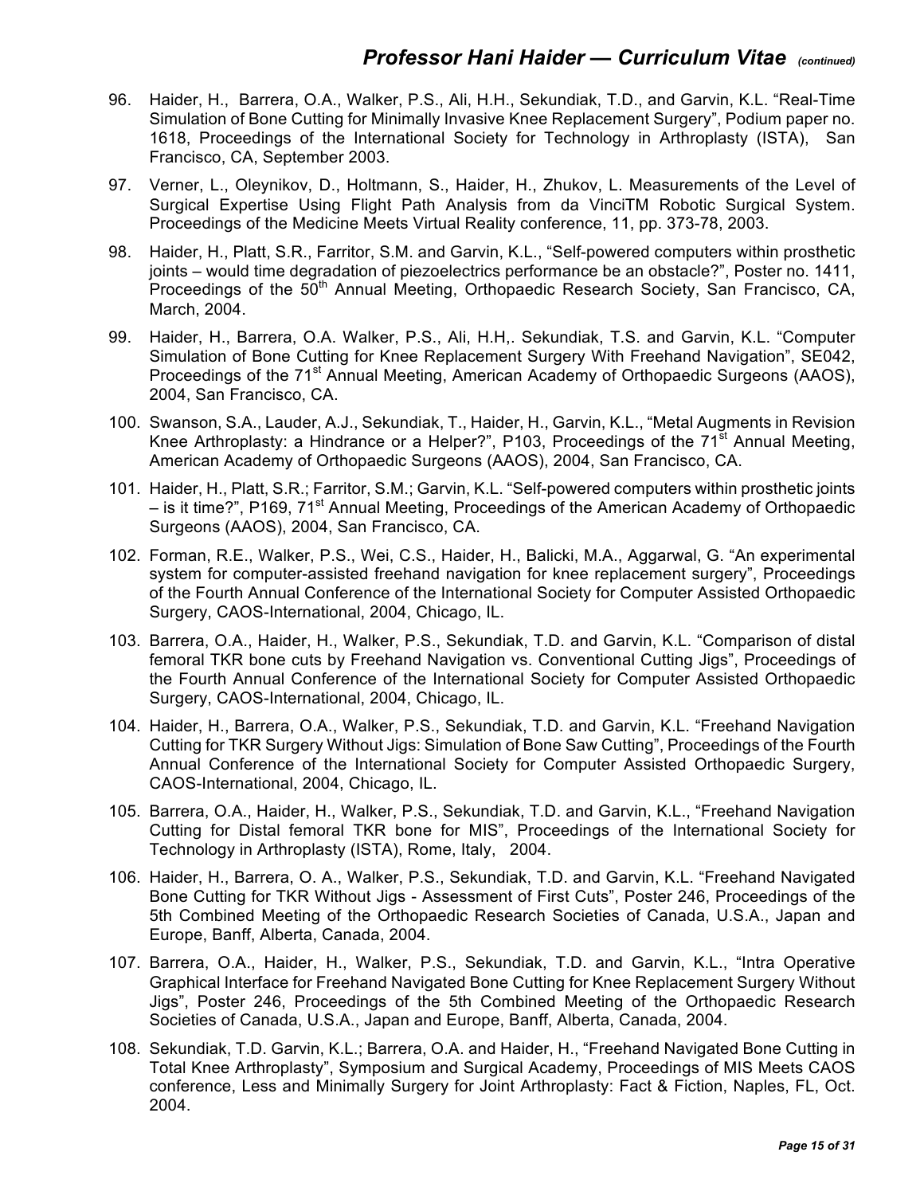96. Haider, H., Barrera, O.A., Walker, P.S., Ali, H.H., Sekundiak, T.D., and Garvin, K.L. “Real-Time Simulation of Bone Cutting for Minimally Invasive Knee Replacement Surgery”, Podium paper no. 1618, Proceedings of the International Society for Technology in Arthroplasty (ISTA), San Francisco, CA, September 2003.

97. Verner, L., Oleynikov, D., Holtmann, S., Haider, H., Zhukov, L. Measurements of the Level of Surgical Expertise Using Flight Path Analysis from da VinciTM Robotic Surgical System. Proceedings of the Medicine Meets Virtual Reality conference, 11, pp. 373-78, 2003.

98. Haider, H., Platt, S.R., Farritor, S.M. and Garvin, K.L., “Self-powered computers within prosthetic joints – would time degradation of piezoelectrics performance be an obstacle?”, Poster no. 1411, Proceedings of the 50th Annual Meeting, Orthopaedic Research Society, San Francisco, CA, March, 2004.

99. Haider, H., Barrera, O.A. Walker, P.S., Ali, H.H,. Sekundiak, T.S. and Garvin, K.L. “Computer Simulation of Bone Cutting for Knee Replacement Surgery With Freehand Navigation”, SE042, Proceedings of the 71st Annual Meeting, American Academy of Orthopaedic Surgeons (AAOS), 2004, San Francisco, CA.

100. Swanson, S.A., Lauder, A.J., Sekundiak, T., Haider, H., Garvin, K.L., “Metal Augments in Revision Knee Arthroplasty: a Hindrance or a Helper?”, P103, Proceedings of the 71st Annual Meeting, American Academy of Orthopaedic Surgeons (AAOS), 2004, San Francisco, CA.

101. Haider, H., Platt, S.R.; Farritor, S.M.; Garvin, K.L. “Self-powered computers within prosthetic joints – is it time?”, P169, 71st Annual Meeting, Proceedings of the American Academy of Orthopaedic Surgeons (AAOS), 2004, San Francisco, CA.

102. Forman, R.E., Walker, P.S., Wei, C.S., Haider, H., Balicki, M.A., Aggarwal, G. “An experimental system for computer-assisted freehand navigation for knee replacement surgery”, Proceedings of the Fourth Annual Conference of the International Society for Computer Assisted Orthopaedic Surgery, CAOS-International, 2004, Chicago, IL.

103. Barrera, O.A., Haider, H., Walker, P.S., Sekundiak, T.D. and Garvin, K.L. “Comparison of distal femoral TKR bone cuts by Freehand Navigation vs. Conventional Cutting Jigs”, Proceedings of the Fourth Annual Conference of the International Society for Computer Assisted Orthopaedic Surgery, CAOS-International, 2004, Chicago, IL.

104. Haider, H., Barrera, O.A., Walker, P.S., Sekundiak, T.D. and Garvin, K.L. “Freehand Navigation Cutting for TKR Surgery Without Jigs: Simulation of Bone Saw Cutting”, Proceedings of the Fourth Annual Conference of the International Society for Computer Assisted Orthopaedic Surgery, CAOS-International, 2004, Chicago, IL.

105. Barrera, O.A., Haider, H., Walker, P.S., Sekundiak, T.D. and Garvin, K.L., “Freehand Navigation Cutting for Distal femoral TKR bone for MIS”, Proceedings of the International Society for Technology in Arthroplasty (ISTA), Rome, Italy, 2004.

106. Haider, H., Barrera, O. A., Walker, P.S., Sekundiak, T.D. and Garvin, K.L. “Freehand Navigated Bone Cutting for TKR Without Jigs - Assessment of First Cuts”, Poster 246, Proceedings of the 5th Combined Meeting of the Orthopaedic Research Societies of Canada, U.S.A., Japan and Europe, Banff, Alberta, Canada, 2004.

107. Barrera, O.A., Haider, H., Walker, P.S., Sekundiak, T.D. and Garvin, K.L., “Intra Operative Graphical Interface for Freehand Navigated Bone Cutting for Knee Replacement Surgery Without Jigs”, Poster 246, Proceedings of the 5th Combined Meeting of the Orthopaedic Research Societies of Canada, U.S.A., Japan and Europe, Banff, Alberta, Canada, 2004.

108. Sekundiak, T.D. Garvin, K.L.; Barrera, O.A. and Haider, H., “Freehand Navigated Bone Cutting in Total Knee Arthroplasty”, Symposium and Surgical Academy, Proceedings of MIS Meets CAOS conference, Less and Minimally Surgery for Joint Arthroplasty: Fact & Fiction, Naples, FL, Oct. 2004.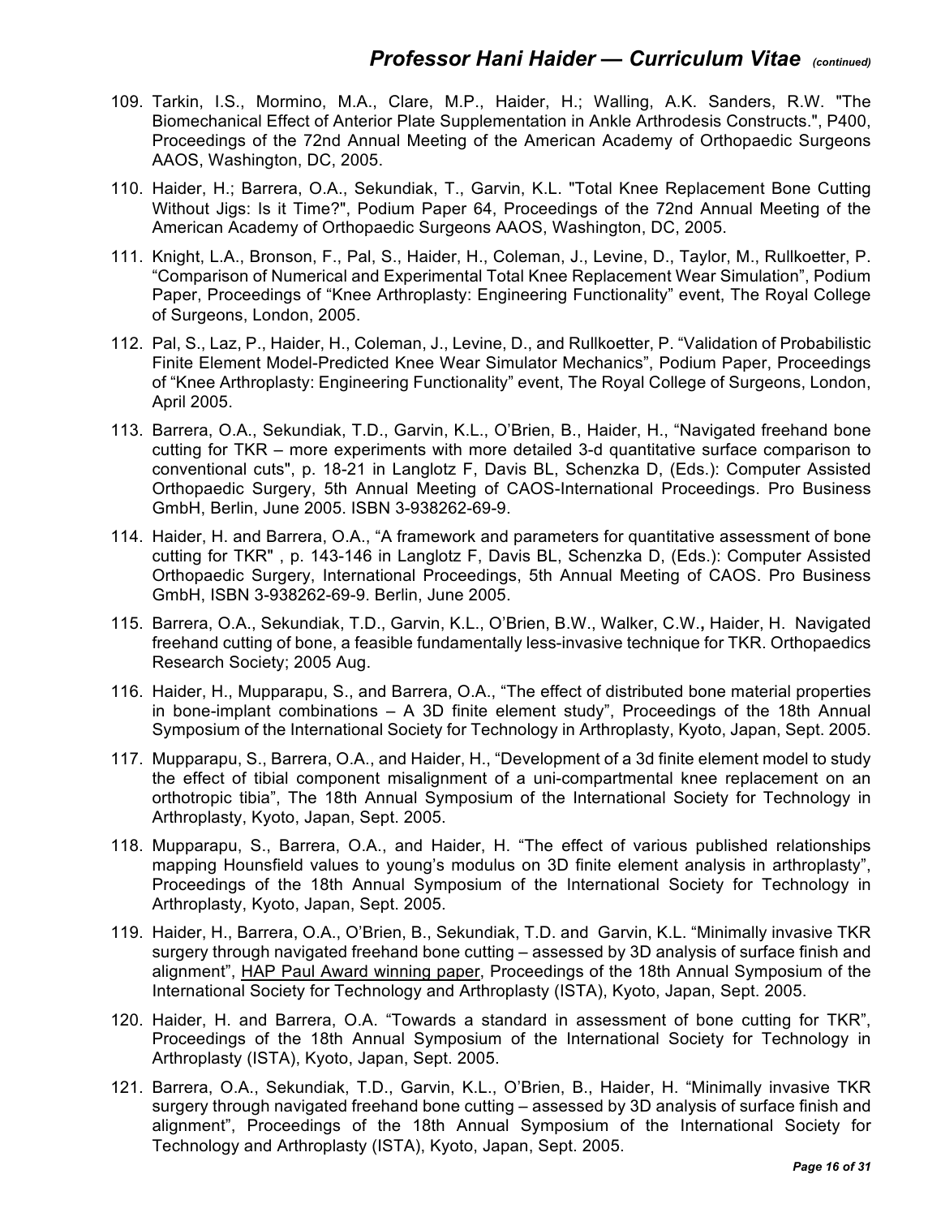109. Tarkin, I.S., Mormino, M.A., Clare, M.P., Haider, H.; Walling, A.K. Sanders, R.W. "The Biomechanical Effect of Anterior Plate Supplementation in Ankle Arthrodesis Constructs.", P400, Proceedings of the 72nd Annual Meeting of the American Academy of Orthopaedic Surgeons AAOS, Washington, DC, 2005.

110. Haider, H.; Barrera, O.A., Sekundiak, T., Garvin, K.L. "Total Knee Replacement Bone Cutting Without Jigs: Is it Time?", Podium Paper 64, Proceedings of the 72nd Annual Meeting of the American Academy of Orthopaedic Surgeons AAOS, Washington, DC, 2005.

111. Knight, L.A., Bronson, F., Pal, S., Haider, H., Coleman, J., Levine, D., Taylor, M., Rullkoetter, P. "Comparison of Numerical and Experimental Total Knee Replacement Wear Simulation", Podium Paper, Proceedings of "Knee Arthroplasty: Engineering Functionality" event, The Royal College of Surgeons, London, 2005.

112. Pal, S., Laz, P., Haider, H., Coleman, J., Levine, D., and Rullkoetter, P. "Validation of Probabilistic Finite Element Model-Predicted Knee Wear Simulator Mechanics", Podium Paper, Proceedings of "Knee Arthroplasty: Engineering Functionality" event, The Royal College of Surgeons, London, April 2005.

113. Barrera, O.A., Sekundiak, T.D., Garvin, K.L., O'Brien, B., Haider, H., "Navigated freehand bone cutting for TKR – more experiments with more detailed 3-d quantitative surface comparison to conventional cuts", p. 18-21 in Langlotz F, Davis BL, Schenzka D, (Eds.): Computer Assisted Orthopaedic Surgery, 5th Annual Meeting of CAOS-International Proceedings. Pro Business GmbH, Berlin, June 2005. ISBN 3-938262-69-9.

114. Haider, H. and Barrera, O.A., "A framework and parameters for quantitative assessment of bone cutting for TKR" , p. 143-146 in Langlotz F, Davis BL, Schenzka D, (Eds.): Computer Assisted Orthopaedic Surgery, International Proceedings, 5th Annual Meeting of CAOS. Pro Business GmbH, ISBN 3-938262-69-9. Berlin, June 2005.

115. Barrera, O.A., Sekundiak, T.D., Garvin, K.L., O'Brien, B.W., Walker, C.W., Haider, H. Navigated freehand cutting of bone, a feasible fundamentally less-invasive technique for TKR. Orthopaedics Research Society; 2005 Aug.

116. Haider, H., Mupparapu, S., and Barrera, O.A., "The effect of distributed bone material properties in bone-implant combinations – A 3D finite element study", Proceedings of the 18th Annual Symposium of the International Society for Technology in Arthroplasty, Kyoto, Japan, Sept. 2005.

117. Mupparapu, S., Barrera, O.A., and Haider, H., "Development of a 3d finite element model to study the effect of tibial component misalignment of a uni-compartmental knee replacement on an orthotropic tibia", The 18th Annual Symposium of the International Society for Technology in Arthroplasty, Kyoto, Japan, Sept. 2005.

118. Mupparapu, S., Barrera, O.A., and Haider, H. "The effect of various published relationships mapping Hounsfield values to young's modulus on 3D finite element analysis in arthroplasty", Proceedings of the 18th Annual Symposium of the International Society for Technology in Arthroplasty, Kyoto, Japan, Sept. 2005.

119. Haider, H., Barrera, O.A., O'Brien, B., Sekundiak, T.D. and Garvin, K.L. "Minimally invasive TKR surgery through navigated freehand bone cutting – assessed by 3D analysis of surface finish and alignment", HAP Paul Award winning paper, Proceedings of the 18th Annual Symposium of the International Society for Technology and Arthroplasty (ISTA), Kyoto, Japan, Sept. 2005.

120. Haider, H. and Barrera, O.A. "Towards a standard in assessment of bone cutting for TKR", Proceedings of the 18th Annual Symposium of the International Society for Technology in Arthroplasty (ISTA), Kyoto, Japan, Sept. 2005.

121. Barrera, O.A., Sekundiak, T.D., Garvin, K.L., O'Brien, B., Haider, H. "Minimally invasive TKR surgery through navigated freehand bone cutting – assessed by 3D analysis of surface finish and alignment", Proceedings of the 18th Annual Symposium of the International Society for Technology and Arthroplasty (ISTA), Kyoto, Japan, Sept. 2005.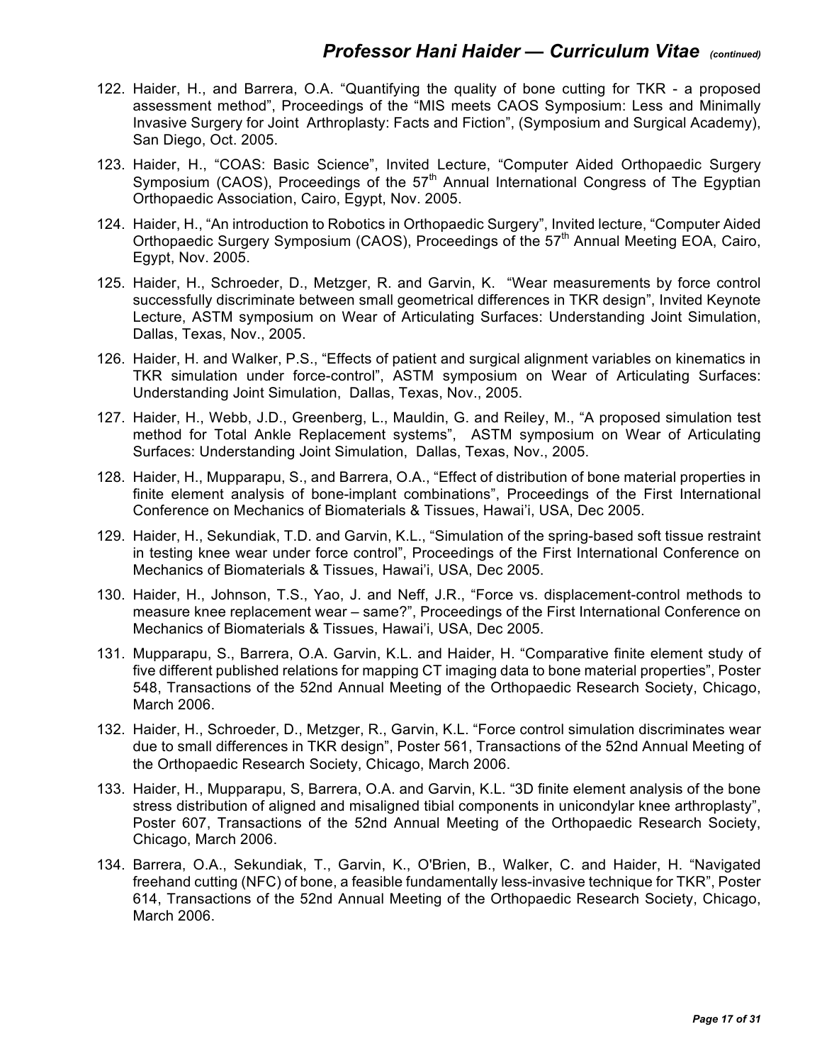122. Haider, H., and Barrera, O.A. “Quantifying the quality of bone cutting for TKR - a proposed assessment method”, Proceedings of the “MIS meets CAOS Symposium: Less and Minimally Invasive Surgery for Joint Arthroplasty: Facts and Fiction”, (Symposium and Surgical Academy), San Diego, Oct. 2005.
123. Haider, H., “COAS: Basic Science”, Invited Lecture, “Computer Aided Orthopaedic Surgery Symposium (CAOS), Proceedings of the 57th Annual International Congress of The Egyptian Orthopaedic Association, Cairo, Egypt, Nov. 2005.
124. Haider, H., “An introduction to Robotics in Orthopaedic Surgery”, Invited lecture, “Computer Aided Orthopaedic Surgery Symposium (CAOS), Proceedings of the 57th Annual Meeting EOA, Cairo, Egypt, Nov. 2005.
125. Haider, H., Schroeder, D., Metzger, R. and Garvin, K. “Wear measurements by force control successfully discriminate between small geometrical differences in TKR design”, Invited Keynote Lecture, ASTM symposium on Wear of Articulating Surfaces: Understanding Joint Simulation, Dallas, Texas, Nov., 2005.
126. Haider, H. and Walker, P.S., “Effects of patient and surgical alignment variables on kinematics in TKR simulation under force-control”, ASTM symposium on Wear of Articulating Surfaces: Understanding Joint Simulation, Dallas, Texas, Nov., 2005.
127. Haider, H., Webb, J.D., Greenberg, L., Mauldin, G. and Reiley, M., “A proposed simulation test method for Total Ankle Replacement systems”, ASTM symposium on Wear of Articulating Surfaces: Understanding Joint Simulation, Dallas, Texas, Nov., 2005.
128. Haider, H., Mupparapu, S., and Barrera, O.A., “Effect of distribution of bone material properties in finite element analysis of bone-implant combinations”, Proceedings of the First International Conference on Mechanics of Biomaterials & Tissues, Hawai’i, USA, Dec 2005.
129. Haider, H., Sekundiak, T.D. and Garvin, K.L., “Simulation of the spring-based soft tissue restraint in testing knee wear under force control”, Proceedings of the First International Conference on Mechanics of Biomaterials & Tissues, Hawai’i, USA, Dec 2005.
130. Haider, H., Johnson, T.S., Yao, J. and Neff, J.R., “Force vs. displacement-control methods to measure knee replacement wear – same?”, Proceedings of the First International Conference on Mechanics of Biomaterials & Tissues, Hawai’i, USA, Dec 2005.
131. Mupparapu, S., Barrera, O.A. Garvin, K.L. and Haider, H. “Comparative finite element study of five different published relations for mapping CT imaging data to bone material properties”, Poster 548, Transactions of the 52nd Annual Meeting of the Orthopaedic Research Society, Chicago, March 2006.
132. Haider, H., Schroeder, D., Metzger, R., Garvin, K.L. “Force control simulation discriminates wear due to small differences in TKR design”, Poster 561, Transactions of the 52nd Annual Meeting of the Orthopaedic Research Society, Chicago, March 2006.
133. Haider, H., Mupparapu, S, Barrera, O.A. and Garvin, K.L. “3D finite element analysis of the bone stress distribution of aligned and misaligned tibial components in unicondylar knee arthroplasty”, Poster 607, Transactions of the 52nd Annual Meeting of the Orthopaedic Research Society, Chicago, March 2006.
134. Barrera, O.A., Sekundiak, T., Garvin, K., O'Brien, B., Walker, C. and Haider, H. “Navigated freehand cutting (NFC) of bone, a feasible fundamentally less-invasive technique for TKR”, Poster 614, Transactions of the 52nd Annual Meeting of the Orthopaedic Research Society, Chicago, March 2006.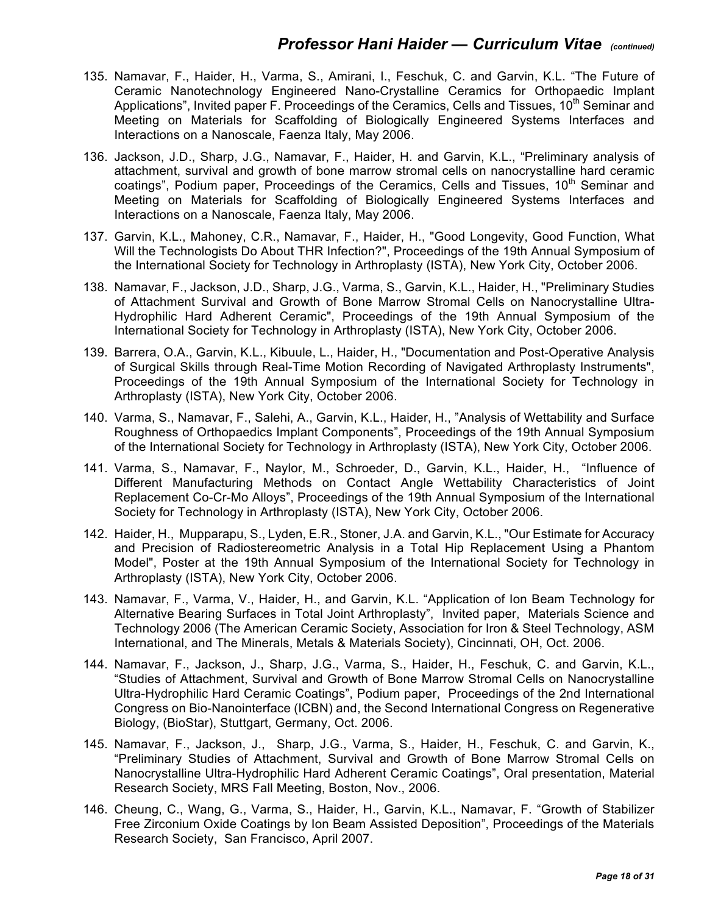135. Namavar, F., Haider, H., Varma, S., Amirani, I., Feschuk, C. and Garvin, K.L. “The Future of Ceramic Nanotechnology Engineered Nano-Crystalline Ceramics for Orthopaedic Implant Applications”, Invited paper F. Proceedings of the Ceramics, Cells and Tissues, 10th Seminar and Meeting on Materials for Scaffolding of Biologically Engineered Systems Interfaces and Interactions on a Nanoscale, Faenza Italy, May 2006.

136. Jackson, J.D., Sharp, J.G., Namavar, F., Haider, H. and Garvin, K.L., “Preliminary analysis of attachment, survival and growth of bone marrow stromal cells on nanocrystalline hard ceramic coatings”, Podium paper, Proceedings of the Ceramics, Cells and Tissues, 10th Seminar and Meeting on Materials for Scaffolding of Biologically Engineered Systems Interfaces and Interactions on a Nanoscale, Faenza Italy, May 2006.

137. Garvin, K.L., Mahoney, C.R., Namavar, F., Haider, H., "Good Longevity, Good Function, What Will the Technologists Do About THR Infection?", Proceedings of the 19th Annual Symposium of the International Society for Technology in Arthroplasty (ISTA), New York City, October 2006.

138. Namavar, F., Jackson, J.D., Sharp, J.G., Varma, S., Garvin, K.L., Haider, H., "Preliminary Studies of Attachment Survival and Growth of Bone Marrow Stromal Cells on Nanocrystalline Ultra-Hydrophilic Hard Adherent Ceramic", Proceedings of the 19th Annual Symposium of the International Society for Technology in Arthroplasty (ISTA), New York City, October 2006.

139. Barrera, O.A., Garvin, K.L., Kibuule, L., Haider, H., "Documentation and Post-Operative Analysis of Surgical Skills through Real-Time Motion Recording of Navigated Arthroplasty Instruments", Proceedings of the 19th Annual Symposium of the International Society for Technology in Arthroplasty (ISTA), New York City, October 2006.

140. Varma, S., Namavar, F., Salehi, A., Garvin, K.L., Haider, H., ”Analysis of Wettability and Surface Roughness of Orthopaedics Implant Components”, Proceedings of the 19th Annual Symposium of the International Society for Technology in Arthroplasty (ISTA), New York City, October 2006.

141. Varma, S., Namavar, F., Naylor, M., Schroeder, D., Garvin, K.L., Haider, H., “Influence of Different Manufacturing Methods on Contact Angle Wettability Characteristics of Joint Replacement Co-Cr-Mo Alloys”, Proceedings of the 19th Annual Symposium of the International Society for Technology in Arthroplasty (ISTA), New York City, October 2006.

142. Haider, H., Mupparapu, S., Lyden, E.R., Stoner, J.A. and Garvin, K.L., "Our Estimate for Accuracy and Precision of Radiostereometric Analysis in a Total Hip Replacement Using a Phantom Model", Poster at the 19th Annual Symposium of the International Society for Technology in Arthroplasty (ISTA), New York City, October 2006.

143. Namavar, F., Varma, V., Haider, H., and Garvin, K.L. “Application of Ion Beam Technology for Alternative Bearing Surfaces in Total Joint Arthroplasty”, Invited paper, Materials Science and Technology 2006 (The American Ceramic Society, Association for Iron & Steel Technology, ASM International, and The Minerals, Metals & Materials Society), Cincinnati, OH, Oct. 2006.

144. Namavar, F., Jackson, J., Sharp, J.G., Varma, S., Haider, H., Feschuk, C. and Garvin, K.L., “Studies of Attachment, Survival and Growth of Bone Marrow Stromal Cells on Nanocrystalline Ultra-Hydrophilic Hard Ceramic Coatings”, Podium paper, Proceedings of the 2nd International Congress on Bio-Nanointerface (ICBN) and, the Second International Congress on Regenerative Biology, (BioStar), Stuttgart, Germany, Oct. 2006.

145. Namavar, F., Jackson, J., Sharp, J.G., Varma, S., Haider, H., Feschuk, C. and Garvin, K., “Preliminary Studies of Attachment, Survival and Growth of Bone Marrow Stromal Cells on Nanocrystalline Ultra-Hydrophilic Hard Adherent Ceramic Coatings”, Oral presentation, Material Research Society, MRS Fall Meeting, Boston, Nov., 2006.

146. Cheung, C., Wang, G., Varma, S., Haider, H., Garvin, K.L., Namavar, F. “Growth of Stabilizer Free Zirconium Oxide Coatings by Ion Beam Assisted Deposition”, Proceedings of the Materials Research Society, San Francisco, April 2007.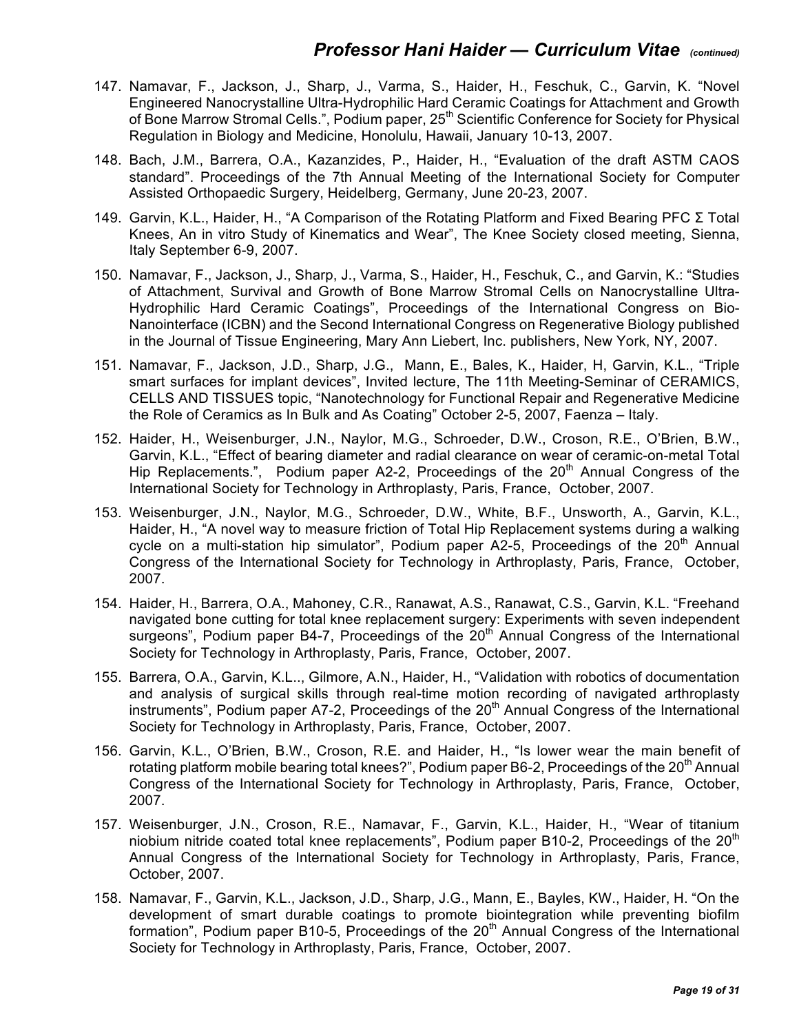147. Namavar, F., Jackson, J., Sharp, J., Varma, S., Haider, H., Feschuk, C., Garvin, K. "Novel Engineered Nanocrystalline Ultra-Hydrophilic Hard Ceramic Coatings for Attachment and Growth of Bone Marrow Stromal Cells.", Podium paper, 25th Scientific Conference for Society for Physical Regulation in Biology and Medicine, Honolulu, Hawaii, January 10-13, 2007.

148. Bach, J.M., Barrera, O.A., Kazanzides, P., Haider, H., "Evaluation of the draft ASTM CAOS standard". Proceedings of the 7th Annual Meeting of the International Society for Computer Assisted Orthopaedic Surgery, Heidelberg, Germany, June 20-23, 2007.

149. Garvin, K.L., Haider, H., "A Comparison of the Rotating Platform and Fixed Bearing PFC Σ Total Knees, An in vitro Study of Kinematics and Wear", The Knee Society closed meeting, Sienna, Italy September 6-9, 2007.

150. Namavar, F., Jackson, J., Sharp, J., Varma, S., Haider, H., Feschuk, C., and Garvin, K.: "Studies of Attachment, Survival and Growth of Bone Marrow Stromal Cells on Nanocrystalline Ultra-Hydrophilic Hard Ceramic Coatings", Proceedings of the International Congress on Bio-Nanointerface (ICBN) and the Second International Congress on Regenerative Biology published in the Journal of Tissue Engineering, Mary Ann Liebert, Inc. publishers, New York, NY, 2007.

151. Namavar, F., Jackson, J.D., Sharp, J.G., Mann, E., Bales, K., Haider, H, Garvin, K.L., "Triple smart surfaces for implant devices", Invited lecture, The 11th Meeting-Seminar of CERAMICS, CELLS AND TISSUES topic, "Nanotechnology for Functional Repair and Regenerative Medicine the Role of Ceramics as In Bulk and As Coating" October 2-5, 2007, Faenza – Italy.

152. Haider, H., Weisenburger, J.N., Naylor, M.G., Schroeder, D.W., Croson, R.E., O'Brien, B.W., Garvin, K.L., "Effect of bearing diameter and radial clearance on wear of ceramic-on-metal Total Hip Replacements.", Podium paper A2-2, Proceedings of the 20th Annual Congress of the International Society for Technology in Arthroplasty, Paris, France, October, 2007.

153. Weisenburger, J.N., Naylor, M.G., Schroeder, D.W., White, B.F., Unsworth, A., Garvin, K.L., Haider, H., "A novel way to measure friction of Total Hip Replacement systems during a walking cycle on a multi-station hip simulator", Podium paper A2-5, Proceedings of the 20th Annual Congress of the International Society for Technology in Arthroplasty, Paris, France, October, 2007.

154. Haider, H., Barrera, O.A., Mahoney, C.R., Ranawat, A.S., Ranawat, C.S., Garvin, K.L. "Freehand navigated bone cutting for total knee replacement surgery: Experiments with seven independent surgeons", Podium paper B4-7, Proceedings of the 20th Annual Congress of the International Society for Technology in Arthroplasty, Paris, France, October, 2007.

155. Barrera, O.A., Garvin, K.L.., Gilmore, A.N., Haider, H., "Validation with robotics of documentation and analysis of surgical skills through real-time motion recording of navigated arthroplasty instruments", Podium paper A7-2, Proceedings of the 20th Annual Congress of the International Society for Technology in Arthroplasty, Paris, France, October, 2007.

156. Garvin, K.L., O'Brien, B.W., Croson, R.E. and Haider, H., "Is lower wear the main benefit of rotating platform mobile bearing total knees?", Podium paper B6-2, Proceedings of the 20th Annual Congress of the International Society for Technology in Arthroplasty, Paris, France, October, 2007.

157. Weisenburger, J.N., Croson, R.E., Namavar, F., Garvin, K.L., Haider, H., "Wear of titanium niobium nitride coated total knee replacements", Podium paper B10-2, Proceedings of the 20th Annual Congress of the International Society for Technology in Arthroplasty, Paris, France, October, 2007.

158. Namavar, F., Garvin, K.L., Jackson, J.D., Sharp, J.G., Mann, E., Bayles, KW., Haider, H. "On the development of smart durable coatings to promote biointegration while preventing biofilm formation", Podium paper B10-5, Proceedings of the 20th Annual Congress of the International Society for Technology in Arthroplasty, Paris, France, October, 2007.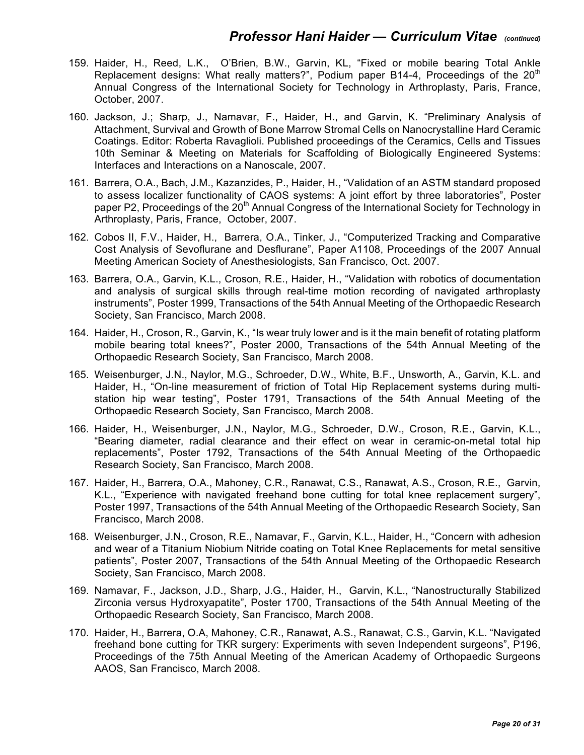159. Haider, H., Reed, L.K., O'Brien, B.W., Garvin, KL, "Fixed or mobile bearing Total Ankle Replacement designs: What really matters?", Podium paper B14-4, Proceedings of the 20[th] Annual Congress of the International Society for Technology in Arthroplasty, Paris, France, October, 2007.

160. Jackson, J.; Sharp, J., Namavar, F., Haider, H., and Garvin, K. "Preliminary Analysis of Attachment, Survival and Growth of Bone Marrow Stromal Cells on Nanocrystalline Hard Ceramic Coatings. Editor: Roberta Ravaglioli. Published proceedings of the Ceramics, Cells and Tissues 10th Seminar & Meeting on Materials for Scaffolding of Biologically Engineered Systems: Interfaces and Interactions on a Nanoscale, 2007.

161. Barrera, O.A., Bach, J.M., Kazanzides, P., Haider, H., "Validation of an ASTM standard proposed to assess localizer functionality of CAOS systems: A joint effort by three laboratories", Poster paper P2, Proceedings of the 20[th] Annual Congress of the International Society for Technology in Arthroplasty, Paris, France, October, 2007.

162. Cobos II, F.V., Haider, H., Barrera, O.A., Tinker, J., "Computerized Tracking and Comparative Cost Analysis of Sevoflurane and Desflurane", Paper A1108, Proceedings of the 2007 Annual Meeting American Society of Anesthesiologists, San Francisco, Oct. 2007.

163. Barrera, O.A., Garvin, K.L., Croson, R.E., Haider, H., "Validation with robotics of documentation and analysis of surgical skills through real-time motion recording of navigated arthroplasty instruments", Poster 1999, Transactions of the 54th Annual Meeting of the Orthopaedic Research Society, San Francisco, March 2008.

164. Haider, H., Croson, R., Garvin, K., "Is wear truly lower and is it the main benefit of rotating platform mobile bearing total knees?", Poster 2000, Transactions of the 54th Annual Meeting of the Orthopaedic Research Society, San Francisco, March 2008.

165. Weisenburger, J.N., Naylor, M.G., Schroeder, D.W., White, B.F., Unsworth, A., Garvin, K.L. and Haider, H., "On-line measurement of friction of Total Hip Replacement systems during multi-station hip wear testing", Poster 1791, Transactions of the 54th Annual Meeting of the Orthopaedic Research Society, San Francisco, March 2008.

166. Haider, H., Weisenburger, J.N., Naylor, M.G., Schroeder, D.W., Croson, R.E., Garvin, K.L., "Bearing diameter, radial clearance and their effect on wear in ceramic-on-metal total hip replacements", Poster 1792, Transactions of the 54th Annual Meeting of the Orthopaedic Research Society, San Francisco, March 2008.

167. Haider, H., Barrera, O.A., Mahoney, C.R., Ranawat, C.S., Ranawat, A.S., Croson, R.E., Garvin, K.L., "Experience with navigated freehand bone cutting for total knee replacement surgery", Poster 1997, Transactions of the 54th Annual Meeting of the Orthopaedic Research Society, San Francisco, March 2008.

168. Weisenburger, J.N., Croson, R.E., Namavar, F., Garvin, K.L., Haider, H., "Concern with adhesion and wear of a Titanium Niobium Nitride coating on Total Knee Replacements for metal sensitive patients", Poster 2007, Transactions of the 54th Annual Meeting of the Orthopaedic Research Society, San Francisco, March 2008.

169. Namavar, F., Jackson, J.D., Sharp, J.G., Haider, H., Garvin, K.L., "Nanostructurally Stabilized Zirconia versus Hydroxyapatite", Poster 1700, Transactions of the 54th Annual Meeting of the Orthopaedic Research Society, San Francisco, March 2008.

170. Haider, H., Barrera, O.A, Mahoney, C.R., Ranawat, A.S., Ranawat, C.S., Garvin, K.L. "Navigated freehand bone cutting for TKR surgery: Experiments with seven Independent surgeons", P196, Proceedings of the 75th Annual Meeting of the American Academy of Orthopaedic Surgeons AAOS, San Francisco, March 2008.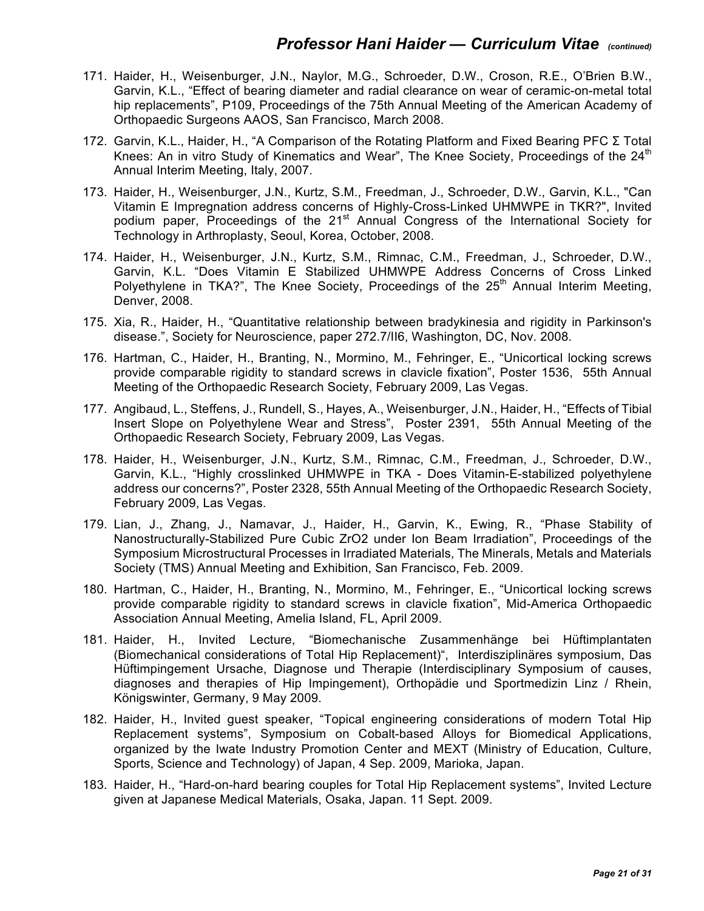171. Haider, H., Weisenburger, J.N., Naylor, M.G., Schroeder, D.W., Croson, R.E., O'Brien B.W., Garvin, K.L., "Effect of bearing diameter and radial clearance on wear of ceramic-on-metal total hip replacements", P109, Proceedings of the 75th Annual Meeting of the American Academy of Orthopaedic Surgeons AAOS, San Francisco, March 2008.
172. Garvin, K.L., Haider, H., "A Comparison of the Rotating Platform and Fixed Bearing PFC Σ Total Knees: An in vitro Study of Kinematics and Wear", The Knee Society, Proceedings of the 24th Annual Interim Meeting, Italy, 2007.
173. Haider, H., Weisenburger, J.N., Kurtz, S.M., Freedman, J., Schroeder, D.W., Garvin, K.L., "Can Vitamin E Impregnation address concerns of Highly-Cross-Linked UHMWPE in TKR?", Invited podium paper, Proceedings of the 21st Annual Congress of the International Society for Technology in Arthroplasty, Seoul, Korea, October, 2008.
174. Haider, H., Weisenburger, J.N., Kurtz, S.M., Rimnac, C.M., Freedman, J., Schroeder, D.W., Garvin, K.L. "Does Vitamin E Stabilized UHMWPE Address Concerns of Cross Linked Polyethylene in TKA?", The Knee Society, Proceedings of the 25th Annual Interim Meeting, Denver, 2008.
175. Xia, R., Haider, H., "Quantitative relationship between bradykinesia and rigidity in Parkinson's disease.", Society for Neuroscience, paper 272.7/II6, Washington, DC, Nov. 2008.
176. Hartman, C., Haider, H., Branting, N., Mormino, M., Fehringer, E., "Unicortical locking screws provide comparable rigidity to standard screws in clavicle fixation", Poster 1536, 55th Annual Meeting of the Orthopaedic Research Society, February 2009, Las Vegas.
177. Angibaud, L., Steffens, J., Rundell, S., Hayes, A., Weisenburger, J.N., Haider, H., "Effects of Tibial Insert Slope on Polyethylene Wear and Stress", Poster 2391, 55th Annual Meeting of the Orthopaedic Research Society, February 2009, Las Vegas.
178. Haider, H., Weisenburger, J.N., Kurtz, S.M., Rimnac, C.M., Freedman, J., Schroeder, D.W., Garvin, K.L., "Highly crosslinked UHMWPE in TKA - Does Vitamin-E-stabilized polyethylene address our concerns?", Poster 2328, 55th Annual Meeting of the Orthopaedic Research Society, February 2009, Las Vegas.
179. Lian, J., Zhang, J., Namavar, J., Haider, H., Garvin, K., Ewing, R., "Phase Stability of Nanostructurally-Stabilized Pure Cubic ZrO2 under Ion Beam Irradiation", Proceedings of the Symposium Microstructural Processes in Irradiated Materials, The Minerals, Metals and Materials Society (TMS) Annual Meeting and Exhibition, San Francisco, Feb. 2009.
180. Hartman, C., Haider, H., Branting, N., Mormino, M., Fehringer, E., "Unicortical locking screws provide comparable rigidity to standard screws in clavicle fixation", Mid-America Orthopaedic Association Annual Meeting, Amelia Island, FL, April 2009.
181. Haider, H., Invited Lecture, "Biomechanische Zusammenhänge bei Hüftimplantaten (Biomechanical considerations of Total Hip Replacement)", Interdisziplinäres symposium, Das Hüftimpingement Ursache, Diagnose und Therapie (Interdisciplinary Symposium of causes, diagnoses and therapies of Hip Impingement), Orthopädie und Sportmedizin Linz / Rhein, Königswinter, Germany, 9 May 2009.
182. Haider, H., Invited guest speaker, "Topical engineering considerations of modern Total Hip Replacement systems", Symposium on Cobalt-based Alloys for Biomedical Applications, organized by the Iwate Industry Promotion Center and MEXT (Ministry of Education, Culture, Sports, Science and Technology) of Japan, 4 Sep. 2009, Marioka, Japan.
183. Haider, H., "Hard-on-hard bearing couples for Total Hip Replacement systems", Invited Lecture given at Japanese Medical Materials, Osaka, Japan. 11 Sept. 2009.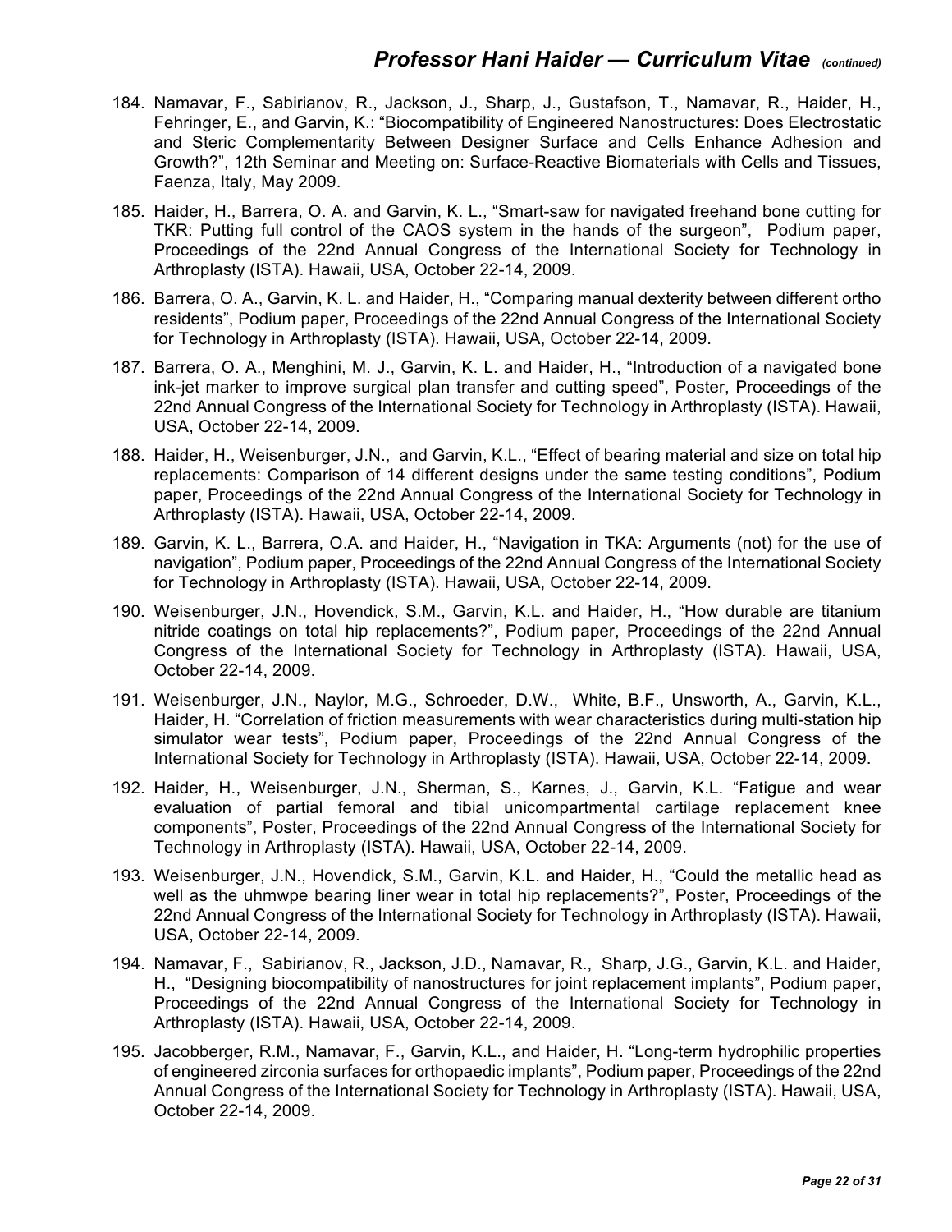184. Namavar, F., Sabirianov, R., Jackson, J., Sharp, J., Gustafson, T., Namavar, R., Haider, H., Fehringer, E., and Garvin, K.: “Biocompatibility of Engineered Nanostructures: Does Electrostatic and Steric Complementarity Between Designer Surface and Cells Enhance Adhesion and Growth?”, 12th Seminar and Meeting on: Surface-Reactive Biomaterials with Cells and Tissues, Faenza, Italy, May 2009.

185. Haider, H., Barrera, O. A. and Garvin, K. L., “Smart-saw for navigated freehand bone cutting for TKR: Putting full control of the CAOS system in the hands of the surgeon”, Podium paper, Proceedings of the 22nd Annual Congress of the International Society for Technology in Arthroplasty (ISTA). Hawaii, USA, October 22-14, 2009.

186. Barrera, O. A., Garvin, K. L. and Haider, H., “Comparing manual dexterity between different ortho residents”, Podium paper, Proceedings of the 22nd Annual Congress of the International Society for Technology in Arthroplasty (ISTA). Hawaii, USA, October 22-14, 2009.

187. Barrera, O. A., Menghini, M. J., Garvin, K. L. and Haider, H., “Introduction of a navigated bone ink-jet marker to improve surgical plan transfer and cutting speed”, Poster, Proceedings of the 22nd Annual Congress of the International Society for Technology in Arthroplasty (ISTA). Hawaii, USA, October 22-14, 2009.

188. Haider, H., Weisenburger, J.N., and Garvin, K.L., “Effect of bearing material and size on total hip replacements: Comparison of 14 different designs under the same testing conditions”, Podium paper, Proceedings of the 22nd Annual Congress of the International Society for Technology in Arthroplasty (ISTA). Hawaii, USA, October 22-14, 2009.

189. Garvin, K. L., Barrera, O.A. and Haider, H., “Navigation in TKA: Arguments (not) for the use of navigation”, Podium paper, Proceedings of the 22nd Annual Congress of the International Society for Technology in Arthroplasty (ISTA). Hawaii, USA, October 22-14, 2009.

190. Weisenburger, J.N., Hovendick, S.M., Garvin, K.L. and Haider, H., “How durable are titanium nitride coatings on total hip replacements?”, Podium paper, Proceedings of the 22nd Annual Congress of the International Society for Technology in Arthroplasty (ISTA). Hawaii, USA, October 22-14, 2009.

191. Weisenburger, J.N., Naylor, M.G., Schroeder, D.W., White, B.F., Unsworth, A., Garvin, K.L., Haider, H. “Correlation of friction measurements with wear characteristics during multi-station hip simulator wear tests”, Podium paper, Proceedings of the 22nd Annual Congress of the International Society for Technology in Arthroplasty (ISTA). Hawaii, USA, October 22-14, 2009.

192. Haider, H., Weisenburger, J.N., Sherman, S., Karnes, J., Garvin, K.L. “Fatigue and wear evaluation of partial femoral and tibial unicompartmental cartilage replacement knee components”, Poster, Proceedings of the 22nd Annual Congress of the International Society for Technology in Arthroplasty (ISTA). Hawaii, USA, October 22-14, 2009.

193. Weisenburger, J.N., Hovendick, S.M., Garvin, K.L. and Haider, H., “Could the metallic head as well as the uhmwpe bearing liner wear in total hip replacements?”, Poster, Proceedings of the 22nd Annual Congress of the International Society for Technology in Arthroplasty (ISTA). Hawaii, USA, October 22-14, 2009.

194. Namavar, F., Sabirianov, R., Jackson, J.D., Namavar, R., Sharp, J.G., Garvin, K.L. and Haider, H., “Designing biocompatibility of nanostructures for joint replacement implants”, Podium paper, Proceedings of the 22nd Annual Congress of the International Society for Technology in Arthroplasty (ISTA). Hawaii, USA, October 22-14, 2009.

195. Jacobberger, R.M., Namavar, F., Garvin, K.L., and Haider, H. “Long-term hydrophilic properties of engineered zirconia surfaces for orthopaedic implants”, Podium paper, Proceedings of the 22nd Annual Congress of the International Society for Technology in Arthroplasty (ISTA). Hawaii, USA, October 22-14, 2009.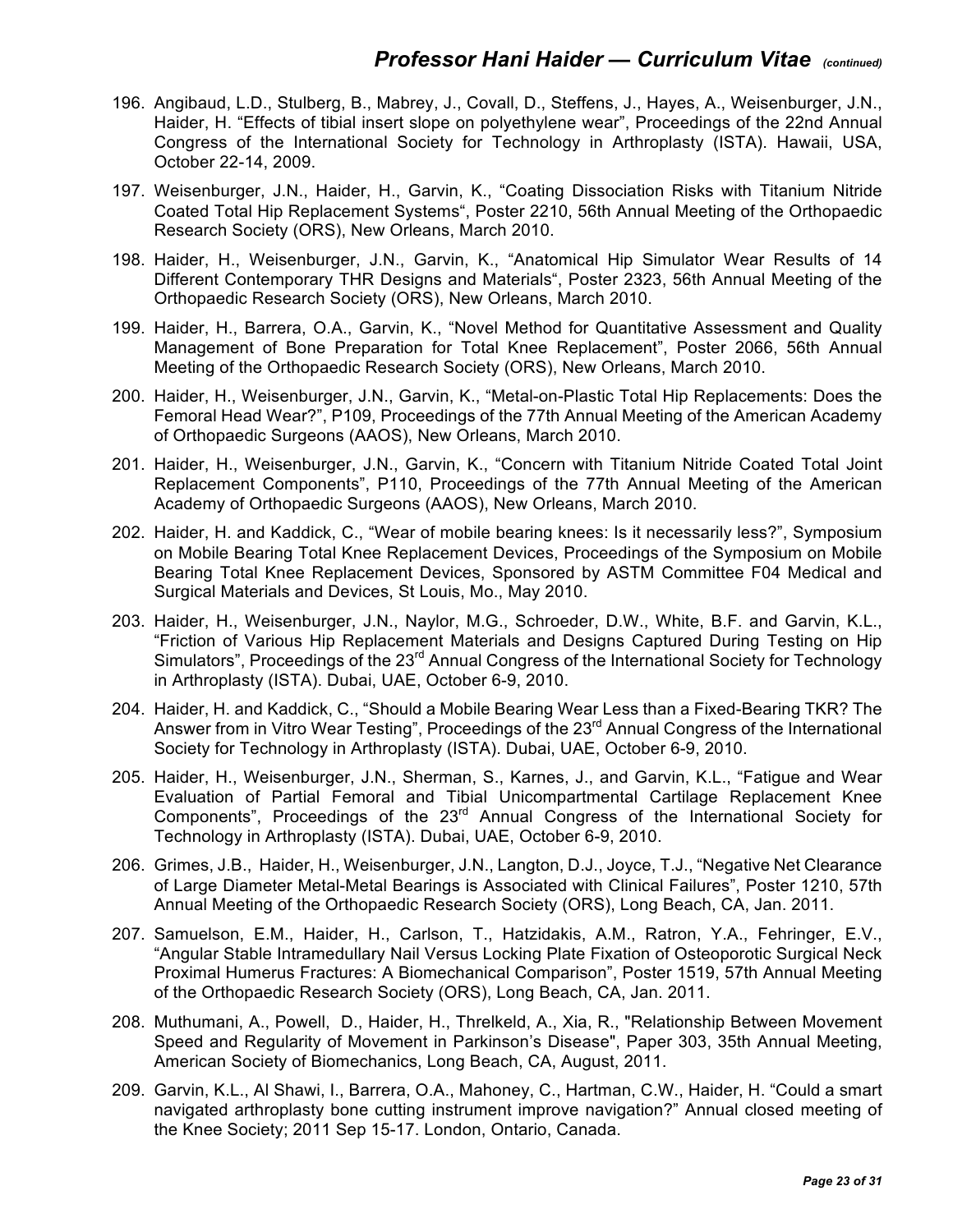196. Angibaud, L.D., Stulberg, B., Mabrey, J., Covall, D., Steffens, J., Hayes, A., Weisenburger, J.N., Haider, H. “Effects of tibial insert slope on polyethylene wear”, Proceedings of the 22nd Annual Congress of the International Society for Technology in Arthroplasty (ISTA). Hawaii, USA, October 22-14, 2009.

197. Weisenburger, J.N., Haider, H., Garvin, K., “Coating Dissociation Risks with Titanium Nitride Coated Total Hip Replacement Systems“, Poster 2210, 56th Annual Meeting of the Orthopaedic Research Society (ORS), New Orleans, March 2010.

198. Haider, H., Weisenburger, J.N., Garvin, K., “Anatomical Hip Simulator Wear Results of 14 Different Contemporary THR Designs and Materials“, Poster 2323, 56th Annual Meeting of the Orthopaedic Research Society (ORS), New Orleans, March 2010.

199. Haider, H., Barrera, O.A., Garvin, K., “Novel Method for Quantitative Assessment and Quality Management of Bone Preparation for Total Knee Replacement”, Poster 2066, 56th Annual Meeting of the Orthopaedic Research Society (ORS), New Orleans, March 2010.

200. Haider, H., Weisenburger, J.N., Garvin, K., “Metal-on-Plastic Total Hip Replacements: Does the Femoral Head Wear?”, P109, Proceedings of the 77th Annual Meeting of the American Academy of Orthopaedic Surgeons (AAOS), New Orleans, March 2010.

201. Haider, H., Weisenburger, J.N., Garvin, K., “Concern with Titanium Nitride Coated Total Joint Replacement Components”, P110, Proceedings of the 77th Annual Meeting of the American Academy of Orthopaedic Surgeons (AAOS), New Orleans, March 2010.

202. Haider, H. and Kaddick, C., “Wear of mobile bearing knees: Is it necessarily less?”, Symposium on Mobile Bearing Total Knee Replacement Devices, Proceedings of the Symposium on Mobile Bearing Total Knee Replacement Devices, Sponsored by ASTM Committee F04 Medical and Surgical Materials and Devices, St Louis, Mo., May 2010.

203. Haider, H., Weisenburger, J.N., Naylor, M.G., Schroeder, D.W., White, B.F. and Garvin, K.L., “Friction of Various Hip Replacement Materials and Designs Captured During Testing on Hip Simulators”, Proceedings of the 23rd Annual Congress of the International Society for Technology in Arthroplasty (ISTA). Dubai, UAE, October 6-9, 2010.

204. Haider, H. and Kaddick, C., “Should a Mobile Bearing Wear Less than a Fixed-Bearing TKR? The Answer from in Vitro Wear Testing”, Proceedings of the 23rd Annual Congress of the International Society for Technology in Arthroplasty (ISTA). Dubai, UAE, October 6-9, 2010.

205. Haider, H., Weisenburger, J.N., Sherman, S., Karnes, J., and Garvin, K.L., “Fatigue and Wear Evaluation of Partial Femoral and Tibial Unicompartmental Cartilage Replacement Knee Components”, Proceedings of the 23rd Annual Congress of the International Society for Technology in Arthroplasty (ISTA). Dubai, UAE, October 6-9, 2010.

206. Grimes, J.B., Haider, H., Weisenburger, J.N., Langton, D.J., Joyce, T.J., “Negative Net Clearance of Large Diameter Metal-Metal Bearings is Associated with Clinical Failures”, Poster 1210, 57th Annual Meeting of the Orthopaedic Research Society (ORS), Long Beach, CA, Jan. 2011.

207. Samuelson, E.M., Haider, H., Carlson, T., Hatzidakis, A.M., Ratron, Y.A., Fehringer, E.V., “Angular Stable Intramedullary Nail Versus Locking Plate Fixation of Osteoporotic Surgical Neck Proximal Humerus Fractures: A Biomechanical Comparison”, Poster 1519, 57th Annual Meeting of the Orthopaedic Research Society (ORS), Long Beach, CA, Jan. 2011.

208. Muthumani, A., Powell, D., Haider, H., Threlkeld, A., Xia, R., "Relationship Between Movement Speed and Regularity of Movement in Parkinson’s Disease", Paper 303, 35th Annual Meeting, American Society of Biomechanics, Long Beach, CA, August, 2011.

209. Garvin, K.L., Al Shawi, I., Barrera, O.A., Mahoney, C., Hartman, C.W., Haider, H. “Could a smart navigated arthroplasty bone cutting instrument improve navigation?” Annual closed meeting of the Knee Society; 2011 Sep 15-17. London, Ontario, Canada.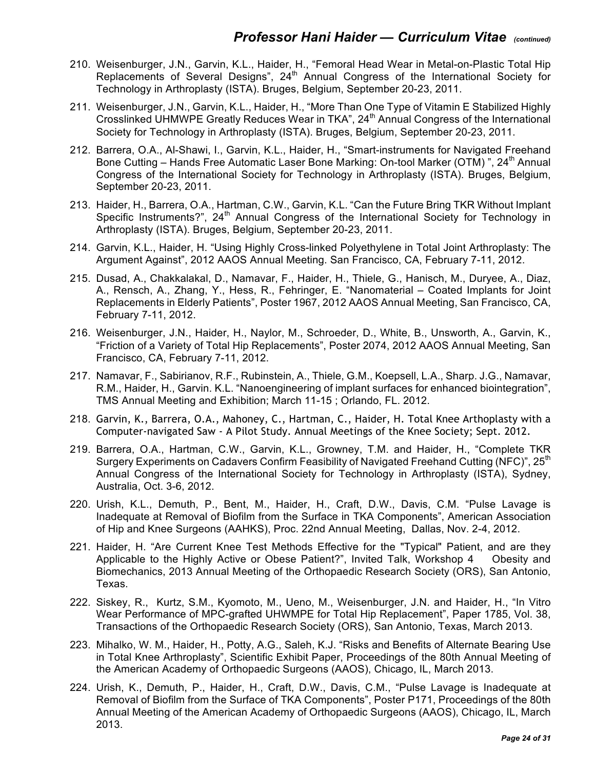210. Weisenburger, J.N., Garvin, K.L., Haider, H., “Femoral Head Wear in Metal-on-Plastic Total Hip Replacements of Several Designs”, 24th Annual Congress of the International Society for Technology in Arthroplasty (ISTA). Bruges, Belgium, September 20-23, 2011.

211. Weisenburger, J.N., Garvin, K.L., Haider, H., “More Than One Type of Vitamin E Stabilized Highly Crosslinked UHMWPE Greatly Reduces Wear in TKA”, 24th Annual Congress of the International Society for Technology in Arthroplasty (ISTA). Bruges, Belgium, September 20-23, 2011.

212. Barrera, O.A., Al-Shawi, I., Garvin, K.L., Haider, H., “Smart-instruments for Navigated Freehand Bone Cutting – Hands Free Automatic Laser Bone Marking: On-tool Marker (OTM) ”, 24th Annual Congress of the International Society for Technology in Arthroplasty (ISTA). Bruges, Belgium, September 20-23, 2011.

213. Haider, H., Barrera, O.A., Hartman, C.W., Garvin, K.L. “Can the Future Bring TKR Without Implant Specific Instruments?”, 24th Annual Congress of the International Society for Technology in Arthroplasty (ISTA). Bruges, Belgium, September 20-23, 2011.

214. Garvin, K.L., Haider, H. “Using Highly Cross-linked Polyethylene in Total Joint Arthroplasty: The Argument Against”, 2012 AAOS Annual Meeting. San Francisco, CA, February 7-11, 2012.

215. Dusad, A., Chakkalakal, D., Namavar, F., Haider, H., Thiele, G., Hanisch, M., Duryee, A., Diaz, A., Rensch, A., Zhang, Y., Hess, R., Fehringer, E. “Nanomaterial – Coated Implants for Joint Replacements in Elderly Patients”, Poster 1967, 2012 AAOS Annual Meeting, San Francisco, CA, February 7-11, 2012.

216. Weisenburger, J.N., Haider, H., Naylor, M., Schroeder, D., White, B., Unsworth, A., Garvin, K., “Friction of a Variety of Total Hip Replacements”, Poster 2074, 2012 AAOS Annual Meeting, San Francisco, CA, February 7-11, 2012.

217. Namavar, F., Sabirianov, R.F., Rubinstein, A., Thiele, G.M., Koepsell, L.A., Sharp. J.G., Namavar, R.M., Haider, H., Garvin. K.L. “Nanoengineering of implant surfaces for enhanced biointegration”, TMS Annual Meeting and Exhibition; March 11-15 ; Orlando, FL. 2012.

218. Garvin, K., Barrera, O.A., Mahoney, C., Hartman, C., Haider, H. Total Knee Arthoplasty with a Computer-navigated Saw - A Pilot Study. Annual Meetings of the Knee Society; Sept. 2012.

219. Barrera, O.A., Hartman, C.W., Garvin, K.L., Growney, T.M. and Haider, H., “Complete TKR Surgery Experiments on Cadavers Confirm Feasibility of Navigated Freehand Cutting (NFC)”, 25th Annual Congress of the International Society for Technology in Arthroplasty (ISTA), Sydney, Australia, Oct. 3-6, 2012.

220. Urish, K.L., Demuth, P., Bent, M., Haider, H., Craft, D.W., Davis, C.M. “Pulse Lavage is Inadequate at Removal of Biofilm from the Surface in TKA Components”, American Association of Hip and Knee Surgeons (AAHKS), Proc. 22nd Annual Meeting, Dallas, Nov. 2-4, 2012.

221. Haider, H. “Are Current Knee Test Methods Effective for the "Typical" Patient, and are they Applicable to the Highly Active or Obese Patient?”, Invited Talk, Workshop 4 Obesity and Biomechanics, 2013 Annual Meeting of the Orthopaedic Research Society (ORS), San Antonio, Texas.

222. Siskey, R., Kurtz, S.M., Kyomoto, M., Ueno, M., Weisenburger, J.N. and Haider, H., “In Vitro Wear Performance of MPC-grafted UHWMPE for Total Hip Replacement”, Paper 1785, Vol. 38, Transactions of the Orthopaedic Research Society (ORS), San Antonio, Texas, March 2013.

223. Mihalko, W. M., Haider, H., Potty, A.G., Saleh, K.J. “Risks and Benefits of Alternate Bearing Use in Total Knee Arthroplasty”, Scientific Exhibit Paper, Proceedings of the 80th Annual Meeting of the American Academy of Orthopaedic Surgeons (AAOS), Chicago, IL, March 2013.

224. Urish, K., Demuth, P., Haider, H., Craft, D.W., Davis, C.M., “Pulse Lavage is Inadequate at Removal of Biofilm from the Surface of TKA Components”, Poster P171, Proceedings of the 80th Annual Meeting of the American Academy of Orthopaedic Surgeons (AAOS), Chicago, IL, March 2013.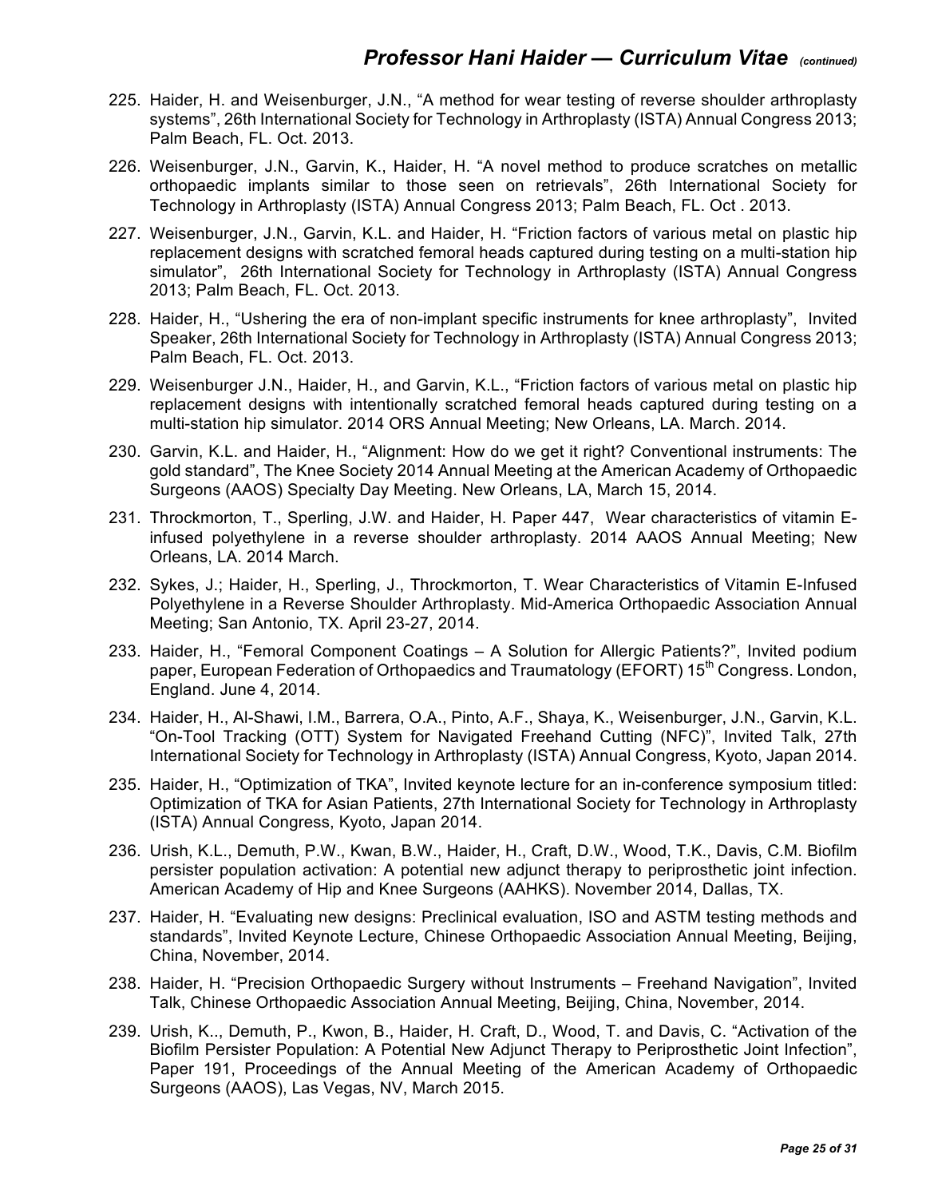225. Haider, H. and Weisenburger, J.N., “A method for wear testing of reverse shoulder arthroplasty systems”, 26th International Society for Technology in Arthroplasty (ISTA) Annual Congress 2013; Palm Beach, FL. Oct. 2013.

226. Weisenburger, J.N., Garvin, K., Haider, H. “A novel method to produce scratches on metallic orthopaedic implants similar to those seen on retrievals”, 26th International Society for Technology in Arthroplasty (ISTA) Annual Congress 2013; Palm Beach, FL. Oct . 2013.

227. Weisenburger, J.N., Garvin, K.L. and Haider, H. “Friction factors of various metal on plastic hip replacement designs with scratched femoral heads captured during testing on a multi-station hip simulator”, 26th International Society for Technology in Arthroplasty (ISTA) Annual Congress 2013; Palm Beach, FL. Oct. 2013.

228. Haider, H., “Ushering the era of non-implant specific instruments for knee arthroplasty”, Invited Speaker, 26th International Society for Technology in Arthroplasty (ISTA) Annual Congress 2013; Palm Beach, FL. Oct. 2013.

229. Weisenburger J.N., Haider, H., and Garvin, K.L., “Friction factors of various metal on plastic hip replacement designs with intentionally scratched femoral heads captured during testing on a multi-station hip simulator. 2014 ORS Annual Meeting; New Orleans, LA. March. 2014.

230. Garvin, K.L. and Haider, H., “Alignment: How do we get it right? Conventional instruments: The gold standard”, The Knee Society 2014 Annual Meeting at the American Academy of Orthopaedic Surgeons (AAOS) Specialty Day Meeting. New Orleans, LA, March 15, 2014.

231. Throckmorton, T., Sperling, J.W. and Haider, H. Paper 447, Wear characteristics of vitamin E-infused polyethylene in a reverse shoulder arthroplasty. 2014 AAOS Annual Meeting; New Orleans, LA. 2014 March.

232. Sykes, J.; Haider, H., Sperling, J., Throckmorton, T. Wear Characteristics of Vitamin E-Infused Polyethylene in a Reverse Shoulder Arthroplasty. Mid-America Orthopaedic Association Annual Meeting; San Antonio, TX. April 23-27, 2014.

233. Haider, H., “Femoral Component Coatings – A Solution for Allergic Patients?”, Invited podium paper, European Federation of Orthopaedics and Traumatology (EFORT) 15th Congress. London, England. June 4, 2014.

234. Haider, H., Al-Shawi, I.M., Barrera, O.A., Pinto, A.F., Shaya, K., Weisenburger, J.N., Garvin, K.L. “On-Tool Tracking (OTT) System for Navigated Freehand Cutting (NFC)”, Invited Talk, 27th International Society for Technology in Arthroplasty (ISTA) Annual Congress, Kyoto, Japan 2014.

235. Haider, H., “Optimization of TKA”, Invited keynote lecture for an in-conference symposium titled: Optimization of TKA for Asian Patients, 27th International Society for Technology in Arthroplasty (ISTA) Annual Congress, Kyoto, Japan 2014.

236. Urish, K.L., Demuth, P.W., Kwan, B.W., Haider, H., Craft, D.W., Wood, T.K., Davis, C.M. Biofilm persister population activation: A potential new adjunct therapy to periprosthetic joint infection. American Academy of Hip and Knee Surgeons (AAHKS). November 2014, Dallas, TX.

237. Haider, H. “Evaluating new designs: Preclinical evaluation, ISO and ASTM testing methods and standards”, Invited Keynote Lecture, Chinese Orthopaedic Association Annual Meeting, Beijing, China, November, 2014.

238. Haider, H. “Precision Orthopaedic Surgery without Instruments – Freehand Navigation”, Invited Talk, Chinese Orthopaedic Association Annual Meeting, Beijing, China, November, 2014.

239. Urish, K.., Demuth, P., Kwon, B., Haider, H. Craft, D., Wood, T. and Davis, C. “Activation of the Biofilm Persister Population: A Potential New Adjunct Therapy to Periprosthetic Joint Infection”, Paper 191, Proceedings of the Annual Meeting of the American Academy of Orthopaedic Surgeons (AAOS), Las Vegas, NV, March 2015.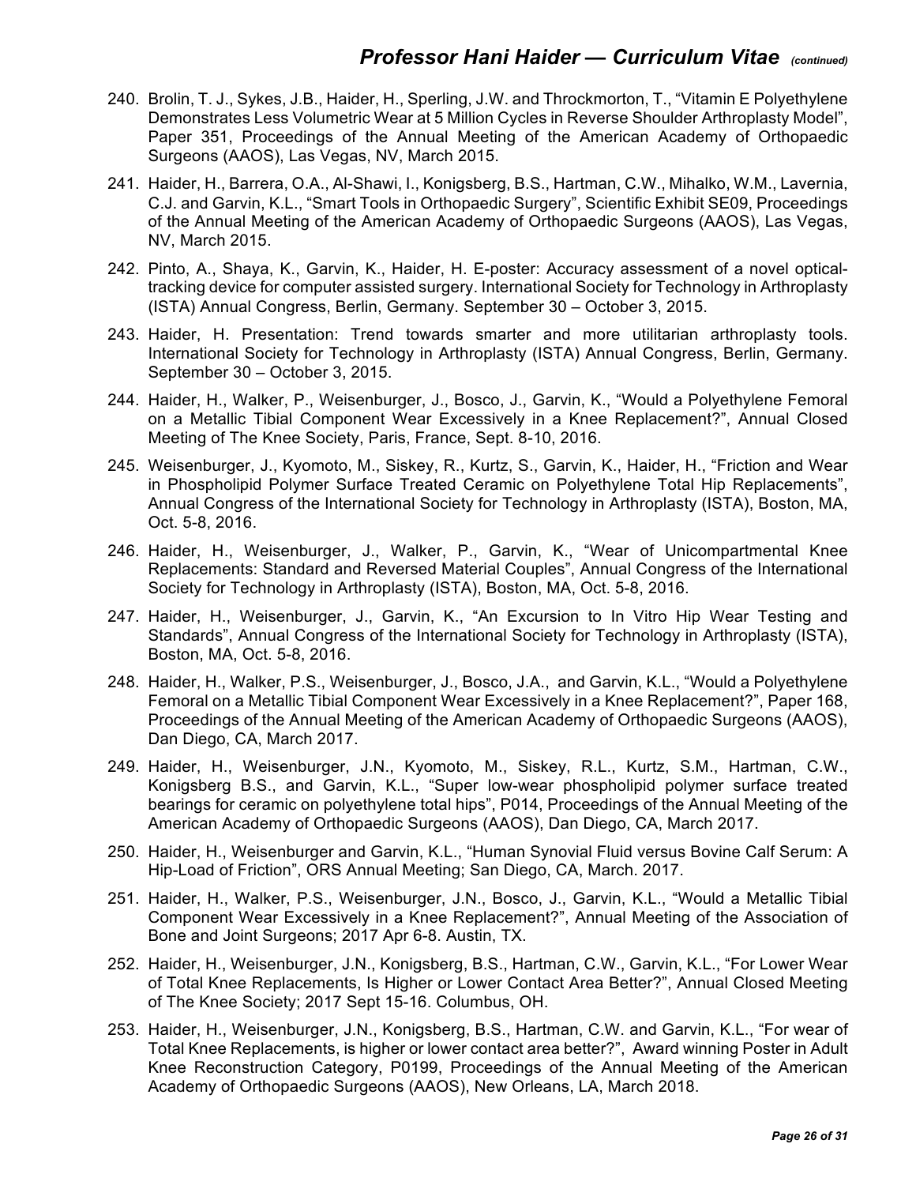240. Brolin, T. J., Sykes, J.B., Haider, H., Sperling, J.W. and Throckmorton, T., “Vitamin E Polyethylene Demonstrates Less Volumetric Wear at 5 Million Cycles in Reverse Shoulder Arthroplasty Model”, Paper 351, Proceedings of the Annual Meeting of the American Academy of Orthopaedic Surgeons (AAOS), Las Vegas, NV, March 2015.

241. Haider, H., Barrera, O.A., Al-Shawi, I., Konigsberg, B.S., Hartman, C.W., Mihalko, W.M., Lavernia, C.J. and Garvin, K.L., “Smart Tools in Orthopaedic Surgery”, Scientific Exhibit SE09, Proceedings of the Annual Meeting of the American Academy of Orthopaedic Surgeons (AAOS), Las Vegas, NV, March 2015.

242. Pinto, A., Shaya, K., Garvin, K., Haider, H. E-poster: Accuracy assessment of a novel optical-tracking device for computer assisted surgery. International Society for Technology in Arthroplasty (ISTA) Annual Congress, Berlin, Germany. September 30 – October 3, 2015.

243. Haider, H. Presentation: Trend towards smarter and more utilitarian arthroplasty tools. International Society for Technology in Arthroplasty (ISTA) Annual Congress, Berlin, Germany. September 30 – October 3, 2015.

244. Haider, H., Walker, P., Weisenburger, J., Bosco, J., Garvin, K., “Would a Polyethylene Femoral on a Metallic Tibial Component Wear Excessively in a Knee Replacement?”, Annual Closed Meeting of The Knee Society, Paris, France, Sept. 8-10, 2016.

245. Weisenburger, J., Kyomoto, M., Siskey, R., Kurtz, S., Garvin, K., Haider, H., “Friction and Wear in Phospholipid Polymer Surface Treated Ceramic on Polyethylene Total Hip Replacements”, Annual Congress of the International Society for Technology in Arthroplasty (ISTA), Boston, MA, Oct. 5-8, 2016.

246. Haider, H., Weisenburger, J., Walker, P., Garvin, K., “Wear of Unicompartmental Knee Replacements: Standard and Reversed Material Couples”, Annual Congress of the International Society for Technology in Arthroplasty (ISTA), Boston, MA, Oct. 5-8, 2016.

247. Haider, H., Weisenburger, J., Garvin, K., “An Excursion to In Vitro Hip Wear Testing and Standards”, Annual Congress of the International Society for Technology in Arthroplasty (ISTA), Boston, MA, Oct. 5-8, 2016.

248. Haider, H., Walker, P.S., Weisenburger, J., Bosco, J.A., and Garvin, K.L., “Would a Polyethylene Femoral on a Metallic Tibial Component Wear Excessively in a Knee Replacement?”, Paper 168, Proceedings of the Annual Meeting of the American Academy of Orthopaedic Surgeons (AAOS), Dan Diego, CA, March 2017.

249. Haider, H., Weisenburger, J.N., Kyomoto, M., Siskey, R.L., Kurtz, S.M., Hartman, C.W., Konigsberg B.S., and Garvin, K.L., “Super low-wear phospholipid polymer surface treated bearings for ceramic on polyethylene total hips”, P014, Proceedings of the Annual Meeting of the American Academy of Orthopaedic Surgeons (AAOS), Dan Diego, CA, March 2017.

250. Haider, H., Weisenburger and Garvin, K.L., “Human Synovial Fluid versus Bovine Calf Serum: A Hip-Load of Friction”, ORS Annual Meeting; San Diego, CA, March. 2017.

251. Haider, H., Walker, P.S., Weisenburger, J.N., Bosco, J., Garvin, K.L., “Would a Metallic Tibial Component Wear Excessively in a Knee Replacement?”, Annual Meeting of the Association of Bone and Joint Surgeons; 2017 Apr 6-8. Austin, TX.

252. Haider, H., Weisenburger, J.N., Konigsberg, B.S., Hartman, C.W., Garvin, K.L., “For Lower Wear of Total Knee Replacements, Is Higher or Lower Contact Area Better?”, Annual Closed Meeting of The Knee Society; 2017 Sept 15-16. Columbus, OH.

253. Haider, H., Weisenburger, J.N., Konigsberg, B.S., Hartman, C.W. and Garvin, K.L., “For wear of Total Knee Replacements, is higher or lower contact area better?”, Award winning Poster in Adult Knee Reconstruction Category, P0199, Proceedings of the Annual Meeting of the American Academy of Orthopaedic Surgeons (AAOS), New Orleans, LA, March 2018.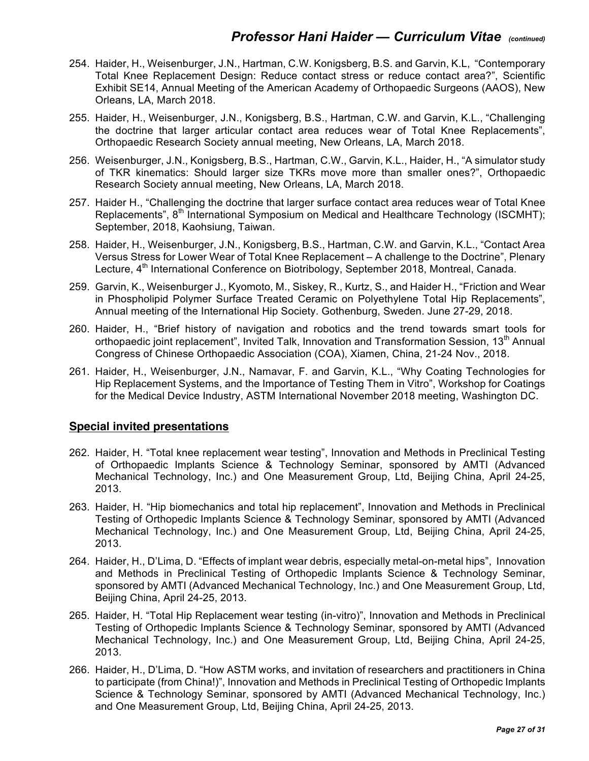254. Haider, H., Weisenburger, J.N., Hartman, C.W. Konigsberg, B.S. and Garvin, K.L, "Contemporary Total Knee Replacement Design: Reduce contact stress or reduce contact area?", Scientific Exhibit SE14, Annual Meeting of the American Academy of Orthopaedic Surgeons (AAOS), New Orleans, LA, March 2018.

255. Haider, H., Weisenburger, J.N., Konigsberg, B.S., Hartman, C.W. and Garvin, K.L., "Challenging the doctrine that larger articular contact area reduces wear of Total Knee Replacements", Orthopaedic Research Society annual meeting, New Orleans, LA, March 2018.

256. Weisenburger, J.N., Konigsberg, B.S., Hartman, C.W., Garvin, K.L., Haider, H., "A simulator study of TKR kinematics: Should larger size TKRs move more than smaller ones?", Orthopaedic Research Society annual meeting, New Orleans, LA, March 2018.

257. Haider H., "Challenging the doctrine that larger surface contact area reduces wear of Total Knee Replacements", 8th International Symposium on Medical and Healthcare Technology (ISCMHT); September, 2018, Kaohsiung, Taiwan.

258. Haider, H., Weisenburger, J.N., Konigsberg, B.S., Hartman, C.W. and Garvin, K.L., "Contact Area Versus Stress for Lower Wear of Total Knee Replacement – A challenge to the Doctrine", Plenary Lecture, 4th International Conference on Biotribology, September 2018, Montreal, Canada.

259. Garvin, K., Weisenburger J., Kyomoto, M., Siskey, R., Kurtz, S., and Haider H., "Friction and Wear in Phospholipid Polymer Surface Treated Ceramic on Polyethylene Total Hip Replacements", Annual meeting of the International Hip Society. Gothenburg, Sweden. June 27-29, 2018.

260. Haider, H., "Brief history of navigation and robotics and the trend towards smart tools for orthopaedic joint replacement", Invited Talk, Innovation and Transformation Session, 13th Annual Congress of Chinese Orthopaedic Association (COA), Xiamen, China, 21-24 Nov., 2018.

261. Haider, H., Weisenburger, J.N., Namavar, F. and Garvin, K.L., "Why Coating Technologies for Hip Replacement Systems, and the Importance of Testing Them in Vitro", Workshop for Coatings for the Medical Device Industry, ASTM International November 2018 meeting, Washington DC.

## Special invited presentations

262. Haider, H. "Total knee replacement wear testing", Innovation and Methods in Preclinical Testing of Orthopaedic Implants Science & Technology Seminar, sponsored by AMTI (Advanced Mechanical Technology, Inc.) and One Measurement Group, Ltd, Beijing China, April 24-25, 2013.

263. Haider, H. "Hip biomechanics and total hip replacement", Innovation and Methods in Preclinical Testing of Orthopedic Implants Science & Technology Seminar, sponsored by AMTI (Advanced Mechanical Technology, Inc.) and One Measurement Group, Ltd, Beijing China, April 24-25, 2013.

264. Haider, H., D'Lima, D. "Effects of implant wear debris, especially metal-on-metal hips", Innovation and Methods in Preclinical Testing of Orthopedic Implants Science & Technology Seminar, sponsored by AMTI (Advanced Mechanical Technology, Inc.) and One Measurement Group, Ltd, Beijing China, April 24-25, 2013.

265. Haider, H. "Total Hip Replacement wear testing (in-vitro)", Innovation and Methods in Preclinical Testing of Orthopedic Implants Science & Technology Seminar, sponsored by AMTI (Advanced Mechanical Technology, Inc.) and One Measurement Group, Ltd, Beijing China, April 24-25, 2013.

266. Haider, H., D'Lima, D. "How ASTM works, and invitation of researchers and practitioners in China to participate (from China!)", Innovation and Methods in Preclinical Testing of Orthopedic Implants Science & Technology Seminar, sponsored by AMTI (Advanced Mechanical Technology, Inc.) and One Measurement Group, Ltd, Beijing China, April 24-25, 2013.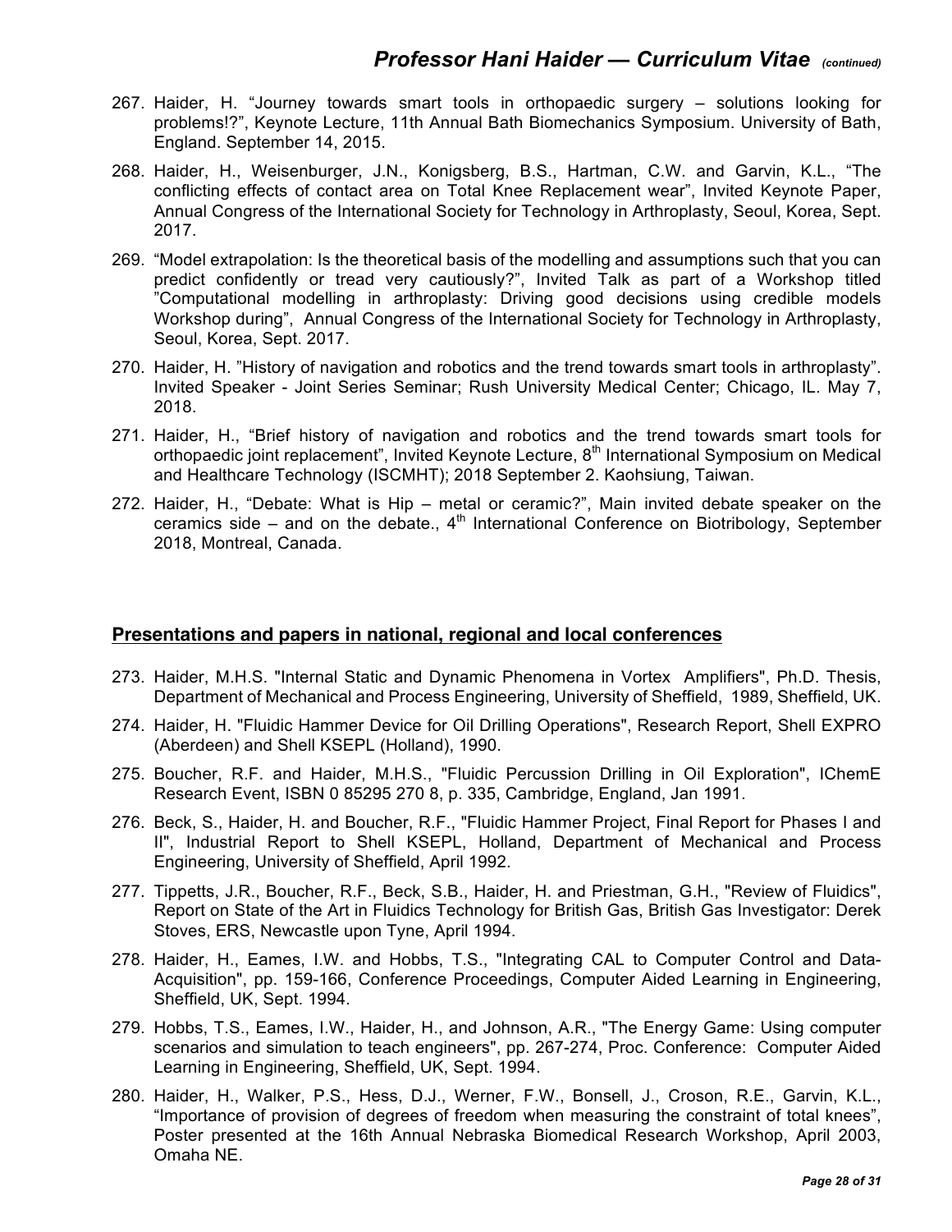267. Haider, H. “Journey towards smart tools in orthopaedic surgery – solutions looking for problems!?”, Keynote Lecture, 11th Annual Bath Biomechanics Symposium. University of Bath, England. September 14, 2015.

268. Haider, H., Weisenburger, J.N., Konigsberg, B.S., Hartman, C.W. and Garvin, K.L., “The conflicting effects of contact area on Total Knee Replacement wear”, Invited Keynote Paper, Annual Congress of the International Society for Technology in Arthroplasty, Seoul, Korea, Sept. 2017.

269. “Model extrapolation: Is the theoretical basis of the modelling and assumptions such that you can predict confidently or tread very cautiously?”, Invited Talk as part of a Workshop titled ”Computational modelling in arthroplasty: Driving good decisions using credible models Workshop during”, Annual Congress of the International Society for Technology in Arthroplasty, Seoul, Korea, Sept. 2017.

270. Haider, H. ”History of navigation and robotics and the trend towards smart tools in arthroplasty”. Invited Speaker - Joint Series Seminar; Rush University Medical Center; Chicago, IL. May 7, 2018.

271. Haider, H., “Brief history of navigation and robotics and the trend towards smart tools for orthopaedic joint replacement”, Invited Keynote Lecture, 8th International Symposium on Medical and Healthcare Technology (ISCMHT); 2018 September 2. Kaohsiung, Taiwan.

272. Haider, H., “Debate: What is Hip – metal or ceramic?”, Main invited debate speaker on the ceramics side – and on the debate., 4th International Conference on Biotribology, September 2018, Montreal, Canada.

## Presentations and papers in national, regional and local conferences

273. Haider, M.H.S. "Internal Static and Dynamic Phenomena in Vortex Amplifiers", Ph.D. Thesis, Department of Mechanical and Process Engineering, University of Sheffield, 1989, Sheffield, UK.

274. Haider, H. "Fluidic Hammer Device for Oil Drilling Operations", Research Report, Shell EXPRO (Aberdeen) and Shell KSEPL (Holland), 1990.

275. Boucher, R.F. and Haider, M.H.S., "Fluidic Percussion Drilling in Oil Exploration", IChemE Research Event, ISBN 0 85295 270 8, p. 335, Cambridge, England, Jan 1991.

276. Beck, S., Haider, H. and Boucher, R.F., "Fluidic Hammer Project, Final Report for Phases I and II", Industrial Report to Shell KSEPL, Holland, Department of Mechanical and Process Engineering, University of Sheffield, April 1992.

277. Tippetts, J.R., Boucher, R.F., Beck, S.B., Haider, H. and Priestman, G.H., "Review of Fluidics", Report on State of the Art in Fluidics Technology for British Gas, British Gas Investigator: Derek Stoves, ERS, Newcastle upon Tyne, April 1994.

278. Haider, H., Eames, I.W. and Hobbs, T.S., "Integrating CAL to Computer Control and Data-Acquisition", pp. 159-166, Conference Proceedings, Computer Aided Learning in Engineering, Sheffield, UK, Sept. 1994.

279. Hobbs, T.S., Eames, I.W., Haider, H., and Johnson, A.R., "The Energy Game: Using computer scenarios and simulation to teach engineers", pp. 267-274, Proc. Conference: Computer Aided Learning in Engineering, Sheffield, UK, Sept. 1994.

280. Haider, H., Walker, P.S., Hess, D.J., Werner, F.W., Bonsell, J., Croson, R.E., Garvin, K.L., “Importance of provision of degrees of freedom when measuring the constraint of total knees”, Poster presented at the 16th Annual Nebraska Biomedical Research Workshop, April 2003, Omaha NE.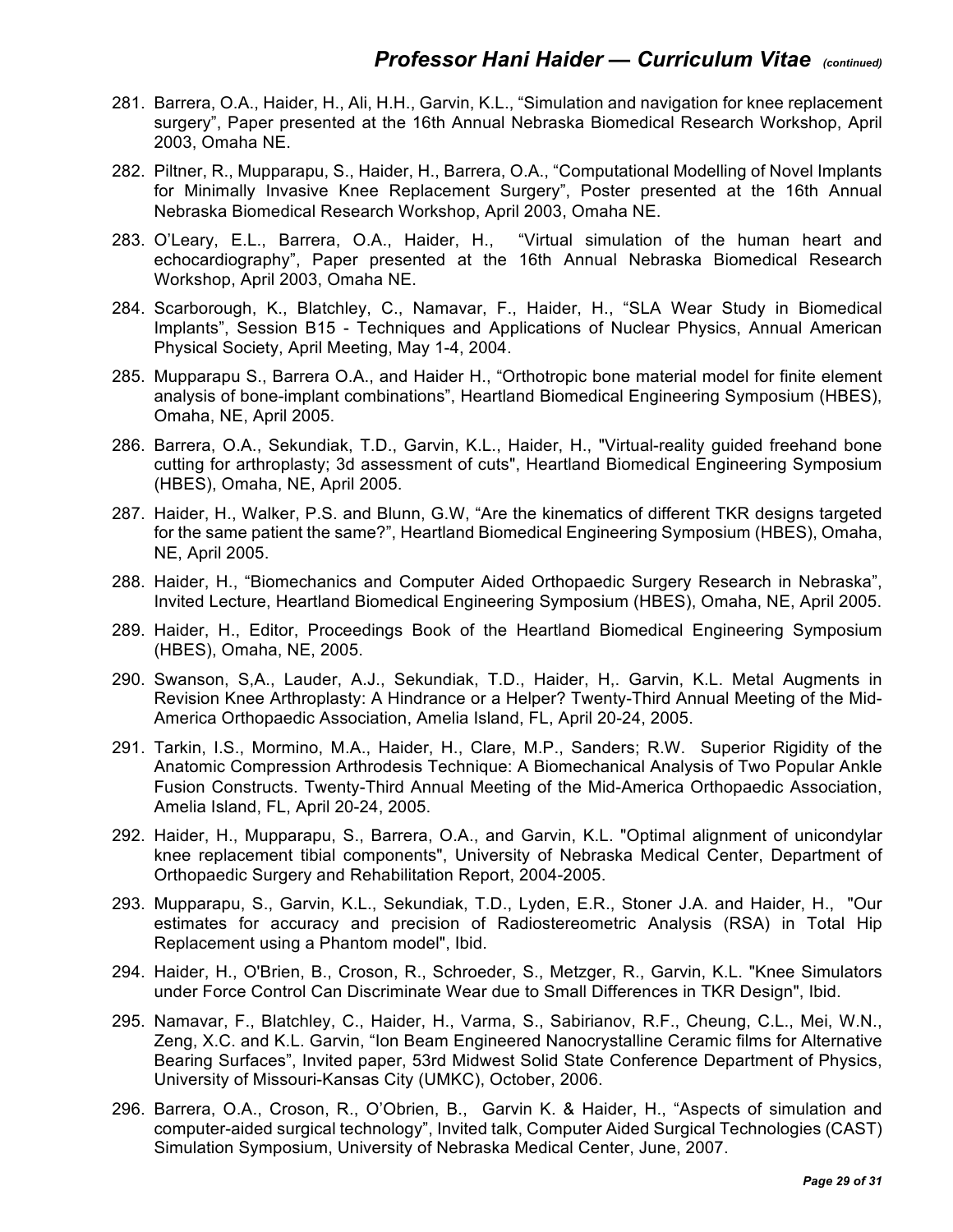281. Barrera, O.A., Haider, H., Ali, H.H., Garvin, K.L., “Simulation and navigation for knee replacement surgery”, Paper presented at the 16th Annual Nebraska Biomedical Research Workshop, April 2003, Omaha NE.

282. Piltner, R., Mupparapu, S., Haider, H., Barrera, O.A., “Computational Modelling of Novel Implants for Minimally Invasive Knee Replacement Surgery”, Poster presented at the 16th Annual Nebraska Biomedical Research Workshop, April 2003, Omaha NE.

283. O’Leary, E.L., Barrera, O.A., Haider, H., “Virtual simulation of the human heart and echocardiography”, Paper presented at the 16th Annual Nebraska Biomedical Research Workshop, April 2003, Omaha NE.

284. Scarborough, K., Blatchley, C., Namavar, F., Haider, H., “SLA Wear Study in Biomedical Implants”, Session B15 - Techniques and Applications of Nuclear Physics, Annual American Physical Society, April Meeting, May 1-4, 2004.

285. Mupparapu S., Barrera O.A., and Haider H., “Orthotropic bone material model for finite element analysis of bone-implant combinations”, Heartland Biomedical Engineering Symposium (HBES), Omaha, NE, April 2005.

286. Barrera, O.A., Sekundiak, T.D., Garvin, K.L., Haider, H., "Virtual-reality guided freehand bone cutting for arthroplasty; 3d assessment of cuts", Heartland Biomedical Engineering Symposium (HBES), Omaha, NE, April 2005.

287. Haider, H., Walker, P.S. and Blunn, G.W, “Are the kinematics of different TKR designs targeted for the same patient the same?”, Heartland Biomedical Engineering Symposium (HBES), Omaha, NE, April 2005.

288. Haider, H., “Biomechanics and Computer Aided Orthopaedic Surgery Research in Nebraska”, Invited Lecture, Heartland Biomedical Engineering Symposium (HBES), Omaha, NE, April 2005.

289. Haider, H., Editor, Proceedings Book of the Heartland Biomedical Engineering Symposium (HBES), Omaha, NE, 2005.

290. Swanson, S,A., Lauder, A.J., Sekundiak, T.D., Haider, H,. Garvin, K.L. Metal Augments in Revision Knee Arthroplasty: A Hindrance or a Helper? Twenty-Third Annual Meeting of the Mid-America Orthopaedic Association, Amelia Island, FL, April 20-24, 2005.

291. Tarkin, I.S., Mormino, M.A., Haider, H., Clare, M.P., Sanders; R.W. Superior Rigidity of the Anatomic Compression Arthrodesis Technique: A Biomechanical Analysis of Two Popular Ankle Fusion Constructs. Twenty-Third Annual Meeting of the Mid-America Orthopaedic Association, Amelia Island, FL, April 20-24, 2005.

292. Haider, H., Mupparapu, S., Barrera, O.A., and Garvin, K.L. "Optimal alignment of unicondylar knee replacement tibial components", University of Nebraska Medical Center, Department of Orthopaedic Surgery and Rehabilitation Report, 2004-2005.

293. Mupparapu, S., Garvin, K.L., Sekundiak, T.D., Lyden, E.R., Stoner J.A. and Haider, H., "Our estimates for accuracy and precision of Radiostereometric Analysis (RSA) in Total Hip Replacement using a Phantom model", Ibid.

294. Haider, H., O'Brien, B., Croson, R., Schroeder, S., Metzger, R., Garvin, K.L. "Knee Simulators under Force Control Can Discriminate Wear due to Small Differences in TKR Design", Ibid.

295. Namavar, F., Blatchley, C., Haider, H., Varma, S., Sabirianov, R.F., Cheung, C.L., Mei, W.N., Zeng, X.C. and K.L. Garvin, “Ion Beam Engineered Nanocrystalline Ceramic films for Alternative Bearing Surfaces”, Invited paper, 53rd Midwest Solid State Conference Department of Physics, University of Missouri-Kansas City (UMKC), October, 2006.

296. Barrera, O.A., Croson, R., O’Obrien, B., Garvin K. & Haider, H., “Aspects of simulation and computer-aided surgical technology”, Invited talk, Computer Aided Surgical Technologies (CAST) Simulation Symposium, University of Nebraska Medical Center, June, 2007.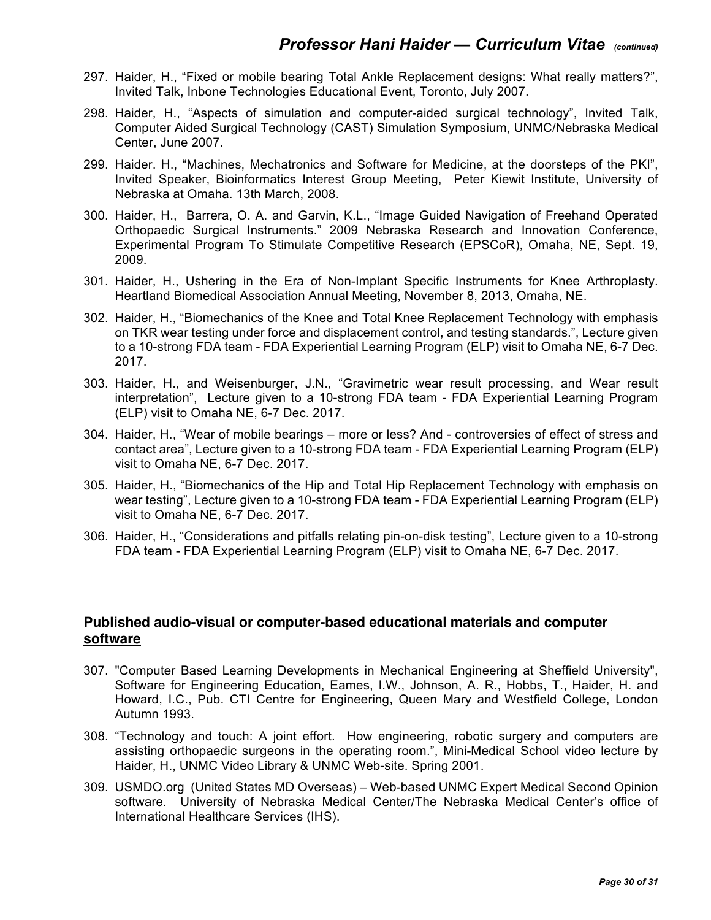297. Haider, H., “Fixed or mobile bearing Total Ankle Replacement designs: What really matters?”, Invited Talk, Inbone Technologies Educational Event, Toronto, July 2007.

298. Haider, H., “Aspects of simulation and computer-aided surgical technology”, Invited Talk, Computer Aided Surgical Technology (CAST) Simulation Symposium, UNMC/Nebraska Medical Center, June 2007.

299. Haider. H., “Machines, Mechatronics and Software for Medicine, at the doorsteps of the PKI”, Invited Speaker, Bioinformatics Interest Group Meeting, Peter Kiewit Institute, University of Nebraska at Omaha. 13th March, 2008.

300. Haider, H., Barrera, O. A. and Garvin, K.L., “Image Guided Navigation of Freehand Operated Orthopaedic Surgical Instruments.” 2009 Nebraska Research and Innovation Conference, Experimental Program To Stimulate Competitive Research (EPSCoR), Omaha, NE, Sept. 19, 2009.

301. Haider, H., Ushering in the Era of Non-Implant Specific Instruments for Knee Arthroplasty. Heartland Biomedical Association Annual Meeting, November 8, 2013, Omaha, NE.

302. Haider, H., “Biomechanics of the Knee and Total Knee Replacement Technology with emphasis on TKR wear testing under force and displacement control, and testing standards.”, Lecture given to a 10-strong FDA team - FDA Experiential Learning Program (ELP) visit to Omaha NE, 6-7 Dec. 2017.

303. Haider, H., and Weisenburger, J.N., “Gravimetric wear result processing, and Wear result interpretation”, Lecture given to a 10-strong FDA team - FDA Experiential Learning Program (ELP) visit to Omaha NE, 6-7 Dec. 2017.

304. Haider, H., “Wear of mobile bearings – more or less? And - controversies of effect of stress and contact area”, Lecture given to a 10-strong FDA team - FDA Experiential Learning Program (ELP) visit to Omaha NE, 6-7 Dec. 2017.

305. Haider, H., “Biomechanics of the Hip and Total Hip Replacement Technology with emphasis on wear testing”, Lecture given to a 10-strong FDA team - FDA Experiential Learning Program (ELP) visit to Omaha NE, 6-7 Dec. 2017.

306. Haider, H., “Considerations and pitfalls relating pin-on-disk testing”, Lecture given to a 10-strong FDA team - FDA Experiential Learning Program (ELP) visit to Omaha NE, 6-7 Dec. 2017.

## Published audio-visual or computer-based educational materials and computer software

307. "Computer Based Learning Developments in Mechanical Engineering at Sheffield University", Software for Engineering Education, Eames, I.W., Johnson, A. R., Hobbs, T., Haider, H. and Howard, I.C., Pub. CTI Centre for Engineering, Queen Mary and Westfield College, London Autumn 1993.

308. “Technology and touch: A joint effort. How engineering, robotic surgery and computers are assisting orthopaedic surgeons in the operating room.”, Mini-Medical School video lecture by Haider, H., UNMC Video Library & UNMC Web-site. Spring 2001.

309. USMDO.org (United States MD Overseas) – Web-based UNMC Expert Medical Second Opinion software. University of Nebraska Medical Center/The Nebraska Medical Center’s office of International Healthcare Services (IHS).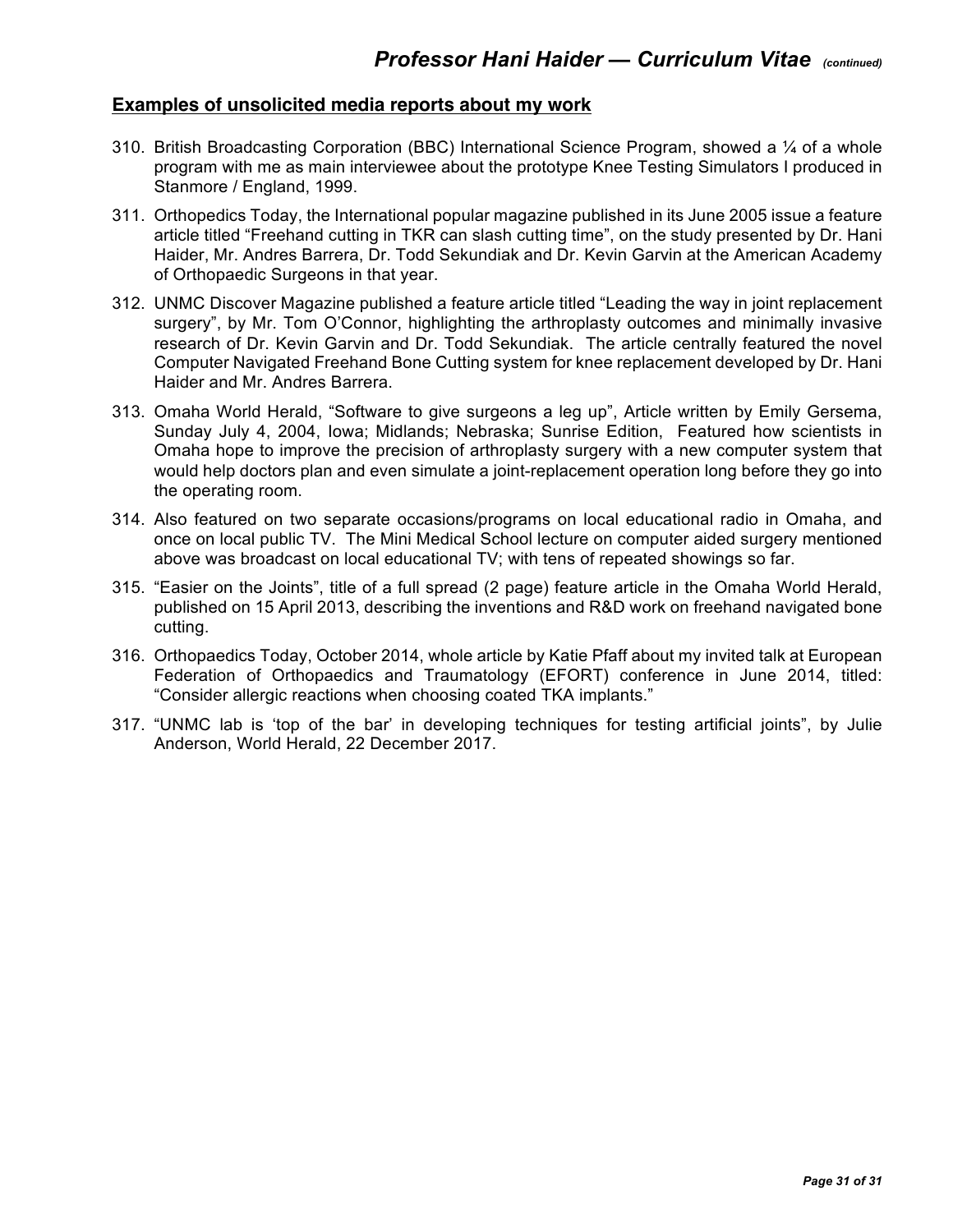## Examples of unsolicited media reports about my work

310. British Broadcasting Corporation (BBC) International Science Program, showed a ¼ of a whole program with me as main interviewee about the prototype Knee Testing Simulators I produced in Stanmore / England, 1999.
311. Orthopedics Today, the International popular magazine published in its June 2005 issue a feature article titled "Freehand cutting in TKR can slash cutting time", on the study presented by Dr. Hani Haider, Mr. Andres Barrera, Dr. Todd Sekundiak and Dr. Kevin Garvin at the American Academy of Orthopaedic Surgeons in that year.
312. UNMC Discover Magazine published a feature article titled "Leading the way in joint replacement surgery", by Mr. Tom O'Connor, highlighting the arthroplasty outcomes and minimally invasive research of Dr. Kevin Garvin and Dr. Todd Sekundiak. The article centrally featured the novel Computer Navigated Freehand Bone Cutting system for knee replacement developed by Dr. Hani Haider and Mr. Andres Barrera.
313. Omaha World Herald, "Software to give surgeons a leg up", Article written by Emily Gersema, Sunday July 4, 2004, Iowa; Midlands; Nebraska; Sunrise Edition, Featured how scientists in Omaha hope to improve the precision of arthroplasty surgery with a new computer system that would help doctors plan and even simulate a joint-replacement operation long before they go into the operating room.
314. Also featured on two separate occasions/programs on local educational radio in Omaha, and once on local public TV. The Mini Medical School lecture on computer aided surgery mentioned above was broadcast on local educational TV; with tens of repeated showings so far.
315. "Easier on the Joints", title of a full spread (2 page) feature article in the Omaha World Herald, published on 15 April 2013, describing the inventions and R&D work on freehand navigated bone cutting.
316. Orthopaedics Today, October 2014, whole article by Katie Pfaff about my invited talk at European Federation of Orthopaedics and Traumatology (EFORT) conference in June 2014, titled: "Consider allergic reactions when choosing coated TKA implants."
317. "UNMC lab is 'top of the bar' in developing techniques for testing artificial joints", by Julie Anderson, World Herald, 22 December 2017.